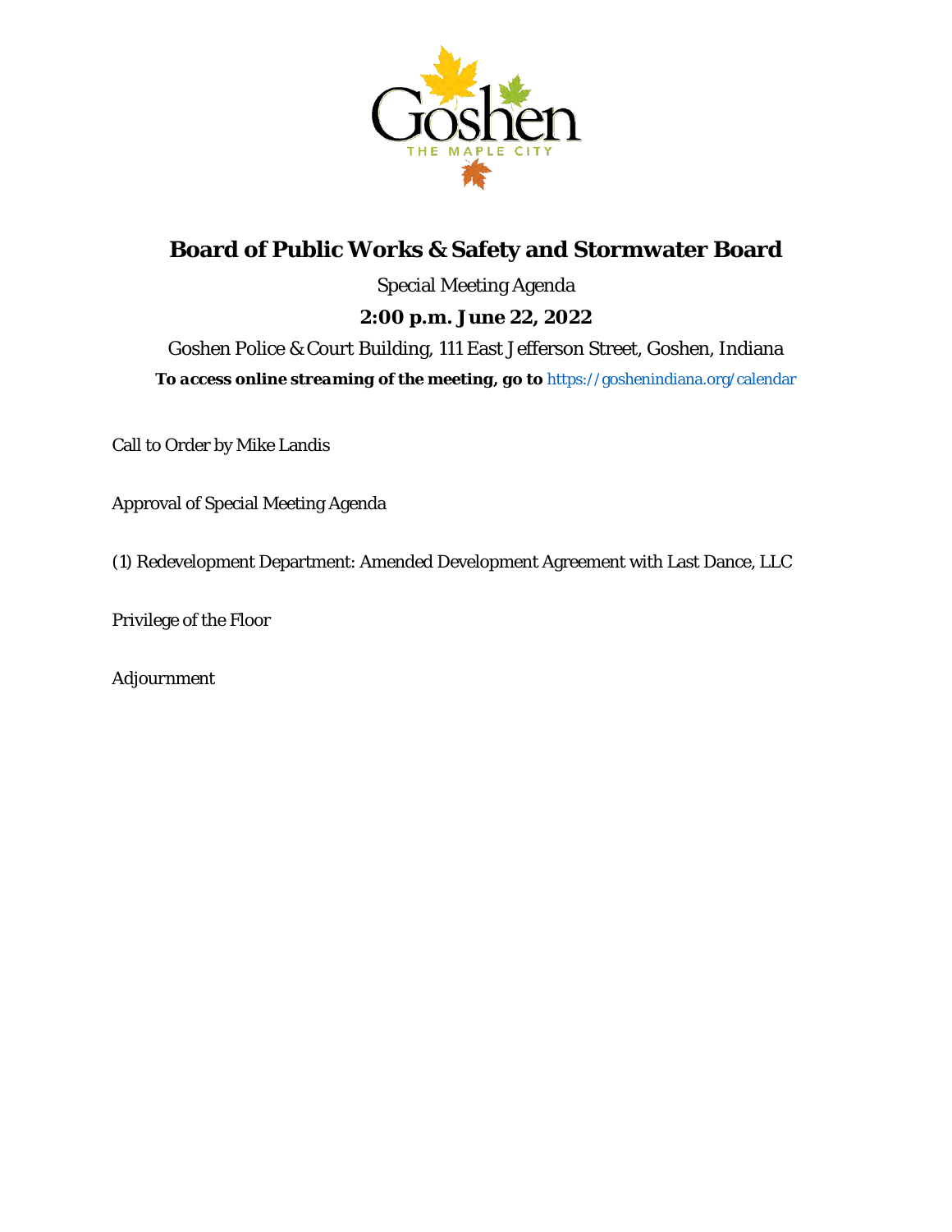# Board of Public Works & Safety and Stormwater Board

Special Meeting Agenda

**2:00 p.m. June 22, 2022**

Goshen Police & Court Building, 111 East Jefferson Street, Goshen, Indiana

***To access online streaming of the meeting, go to*** https://goshenindiana.org/calendar

Call to Order by Mike Landis

Approval of Special Meeting Agenda

(1) Redevelopment Department: Amended Development Agreement with Last Dance, LLC

Privilege of the Floor

Adjournment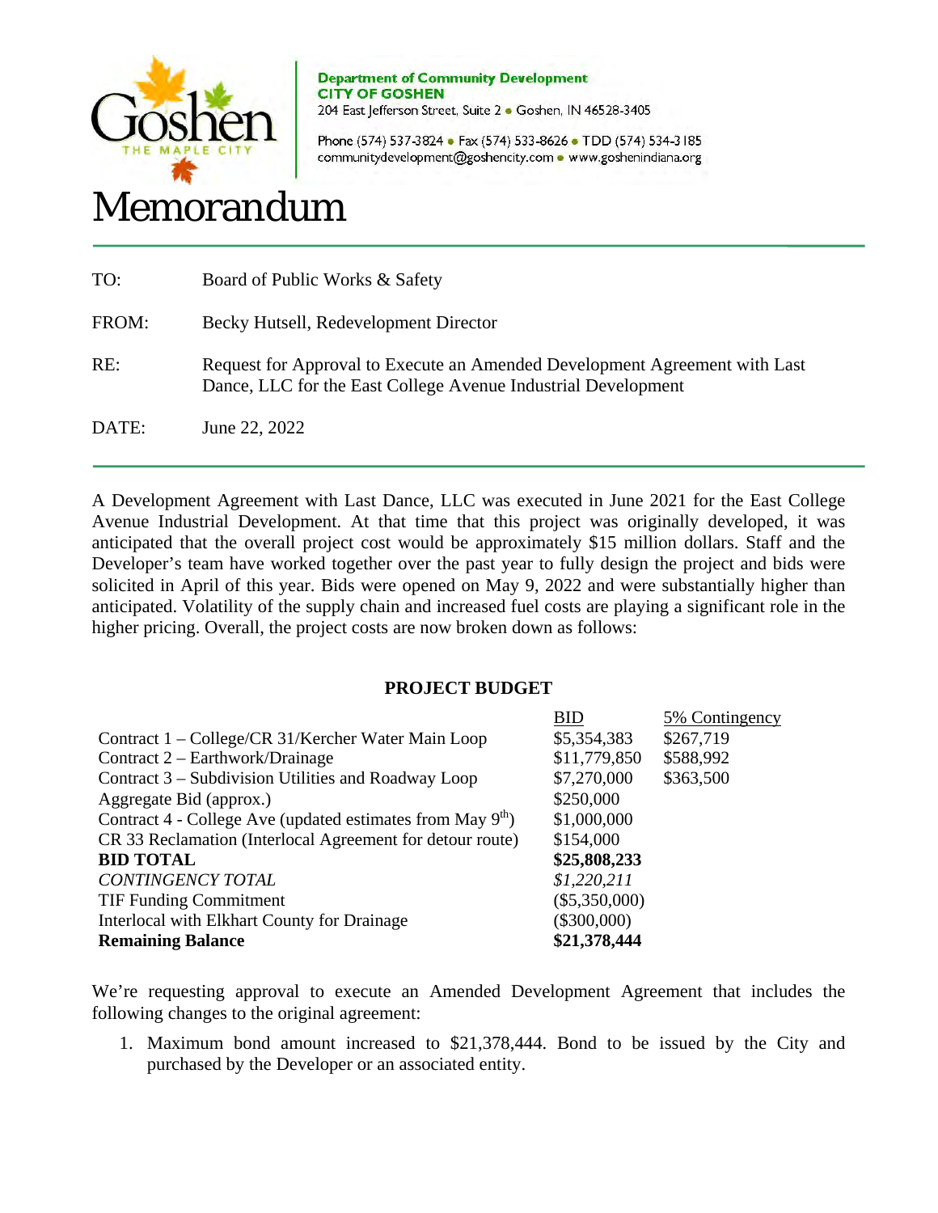Department of Community Development
CITY OF GOSHEN
204 East Jefferson Street, Suite 2 • Goshen, IN 46528-3405

Phone (574) 537-3824 • Fax (574) 533-8626 • TDD (574) 534-3185
communitydevelopment@goshencity.com • www.goshenindiana.org

# Memorandum

| | |
|---|---|
| TO: | Board of Public Works & Safety |
| FROM: | Becky Hutsell, Redevelopment Director |
| RE: | Request for Approval to Execute an Amended Development Agreement with Last Dance, LLC for the East College Avenue Industrial Development |
| DATE: | June 22, 2022 |

A Development Agreement with Last Dance, LLC was executed in June 2021 for the East College Avenue Industrial Development. At that time that this project was originally developed, it was anticipated that the overall project cost would be approximately $15 million dollars. Staff and the Developer's team have worked together over the past year to fully design the project and bids were solicited in April of this year. Bids were opened on May 9, 2022 and were substantially higher than anticipated. Volatility of the supply chain and increased fuel costs are playing a significant role in the higher pricing. Overall, the project costs are now broken down as follows:

**PROJECT BUDGET**

| | BID | 5% Contingency |
|---|---|---|
| Contract 1 – College/CR 31/Kercher Water Main Loop | $5,354,383 | $267,719 |
| Contract 2 – Earthwork/Drainage | $11,779,850 | $588,992 |
| Contract 3 – Subdivision Utilities and Roadway Loop | $7,270,000 | $363,500 |
| Aggregate Bid (approx.) | $250,000 | |
| Contract 4 - College Ave (updated estimates from May 9th) | $1,000,000 | |
| CR 33 Reclamation (Interlocal Agreement for detour route) | $154,000 | |
| **BID TOTAL** | **$25,808,233** | |
| *CONTINGENCY TOTAL* | *$1,220,211* | |
| TIF Funding Commitment | ($5,350,000) | |
| Interlocal with Elkhart County for Drainage | ($300,000) | |
| **Remaining Balance** | **$21,378,444** | |

We're requesting approval to execute an Amended Development Agreement that includes the following changes to the original agreement:

1. Maximum bond amount increased to $21,378,444. Bond to be issued by the City and purchased by the Developer or an associated entity.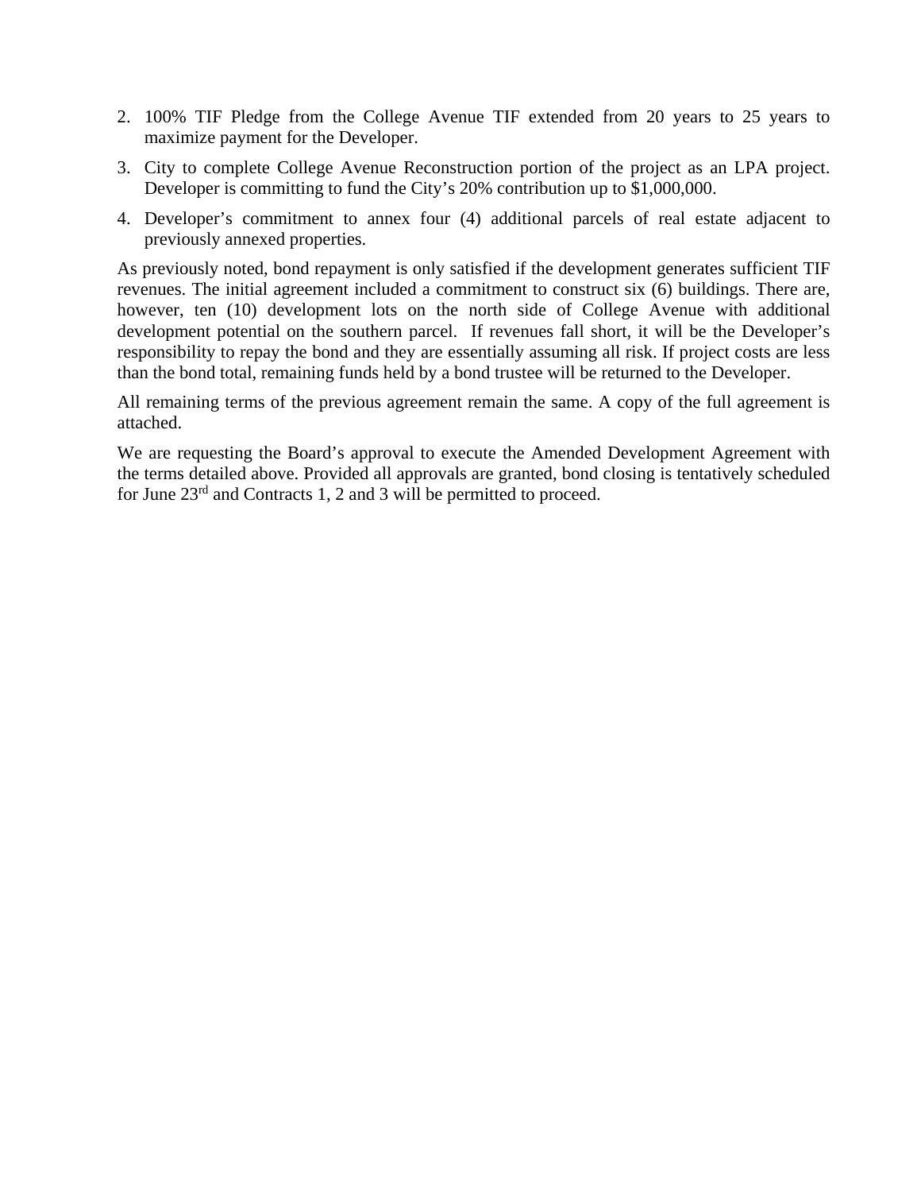2. 100% TIF Pledge from the College Avenue TIF extended from 20 years to 25 years to maximize payment for the Developer.
3. City to complete College Avenue Reconstruction portion of the project as an LPA project. Developer is committing to fund the City's 20% contribution up to $1,000,000.
4. Developer's commitment to annex four (4) additional parcels of real estate adjacent to previously annexed properties.

As previously noted, bond repayment is only satisfied if the development generates sufficient TIF revenues. The initial agreement included a commitment to construct six (6) buildings. There are, however, ten (10) development lots on the north side of College Avenue with additional development potential on the southern parcel. If revenues fall short, it will be the Developer's responsibility to repay the bond and they are essentially assuming all risk. If project costs are less than the bond total, remaining funds held by a bond trustee will be returned to the Developer.

All remaining terms of the previous agreement remain the same. A copy of the full agreement is attached.

We are requesting the Board's approval to execute the Amended Development Agreement with the terms detailed above. Provided all approvals are granted, bond closing is tentatively scheduled for June 23rd and Contracts 1, 2 and 3 will be permitted to proceed.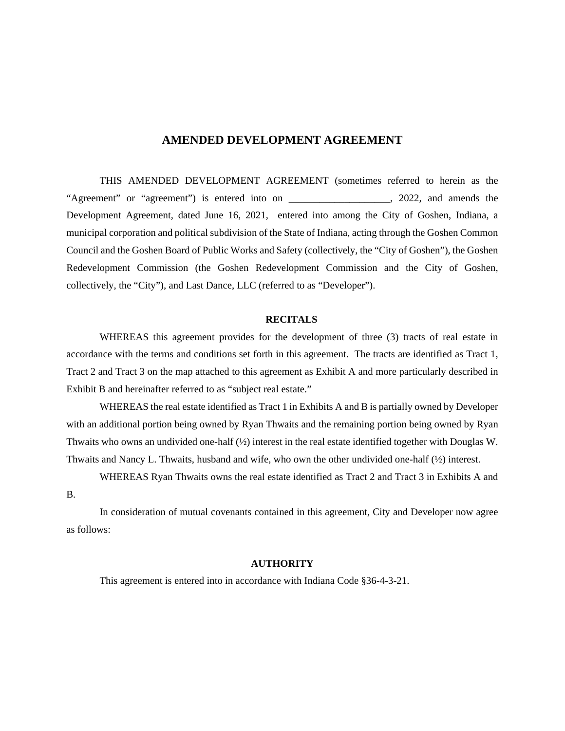# AMENDED DEVELOPMENT AGREEMENT

THIS AMENDED DEVELOPMENT AGREEMENT (sometimes referred to herein as the "Agreement" or "agreement") is entered into on ____________________, 2022, and amends the Development Agreement, dated June 16, 2021, entered into among the City of Goshen, Indiana, a municipal corporation and political subdivision of the State of Indiana, acting through the Goshen Common Council and the Goshen Board of Public Works and Safety (collectively, the "City of Goshen"), the Goshen Redevelopment Commission (the Goshen Redevelopment Commission and the City of Goshen, collectively, the "City"), and Last Dance, LLC (referred to as "Developer").

## RECITALS

WHEREAS this agreement provides for the development of three (3) tracts of real estate in accordance with the terms and conditions set forth in this agreement. The tracts are identified as Tract 1, Tract 2 and Tract 3 on the map attached to this agreement as Exhibit A and more particularly described in Exhibit B and hereinafter referred to as "subject real estate."

WHEREAS the real estate identified as Tract 1 in Exhibits A and B is partially owned by Developer with an additional portion being owned by Ryan Thwaits and the remaining portion being owned by Ryan Thwaits who owns an undivided one-half (½) interest in the real estate identified together with Douglas W. Thwaits and Nancy L. Thwaits, husband and wife, who own the other undivided one-half (½) interest.

WHEREAS Ryan Thwaits owns the real estate identified as Tract 2 and Tract 3 in Exhibits A and B.

In consideration of mutual covenants contained in this agreement, City and Developer now agree as follows:

## AUTHORITY

This agreement is entered into in accordance with Indiana Code §36-4-3-21.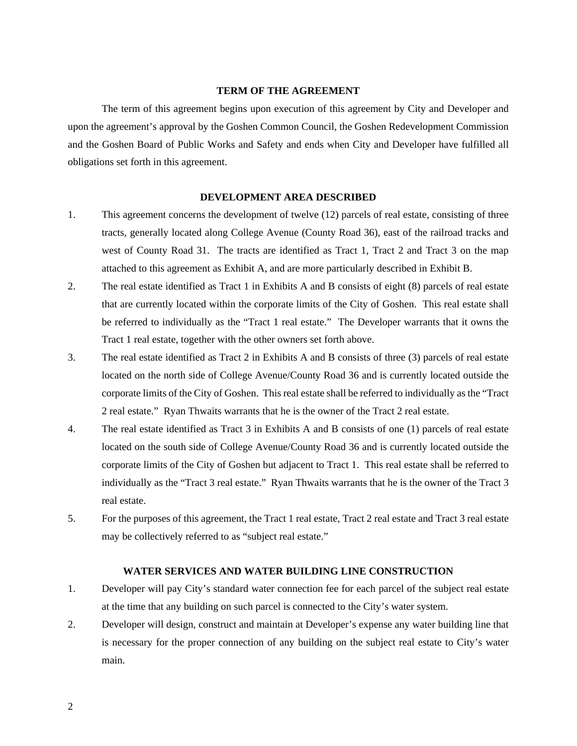## TERM OF THE AGREEMENT

The term of this agreement begins upon execution of this agreement by City and Developer and upon the agreement's approval by the Goshen Common Council, the Goshen Redevelopment Commission and the Goshen Board of Public Works and Safety and ends when City and Developer have fulfilled all obligations set forth in this agreement.

## DEVELOPMENT AREA DESCRIBED

1. This agreement concerns the development of twelve (12) parcels of real estate, consisting of three tracts, generally located along College Avenue (County Road 36), east of the railroad tracks and west of County Road 31. The tracts are identified as Tract 1, Tract 2 and Tract 3 on the map attached to this agreement as Exhibit A, and are more particularly described in Exhibit B.
2. The real estate identified as Tract 1 in Exhibits A and B consists of eight (8) parcels of real estate that are currently located within the corporate limits of the City of Goshen. This real estate shall be referred to individually as the "Tract 1 real estate." The Developer warrants that it owns the Tract 1 real estate, together with the other owners set forth above.
3. The real estate identified as Tract 2 in Exhibits A and B consists of three (3) parcels of real estate located on the north side of College Avenue/County Road 36 and is currently located outside the corporate limits of the City of Goshen. This real estate shall be referred to individually as the "Tract 2 real estate." Ryan Thwaits warrants that he is the owner of the Tract 2 real estate.
4. The real estate identified as Tract 3 in Exhibits A and B consists of one (1) parcels of real estate located on the south side of College Avenue/County Road 36 and is currently located outside the corporate limits of the City of Goshen but adjacent to Tract 1. This real estate shall be referred to individually as the "Tract 3 real estate." Ryan Thwaits warrants that he is the owner of the Tract 3 real estate.
5. For the purposes of this agreement, the Tract 1 real estate, Tract 2 real estate and Tract 3 real estate may be collectively referred to as "subject real estate."

## WATER SERVICES AND WATER BUILDING LINE CONSTRUCTION

1. Developer will pay City's standard water connection fee for each parcel of the subject real estate at the time that any building on such parcel is connected to the City's water system.
2. Developer will design, construct and maintain at Developer's expense any water building line that is necessary for the proper connection of any building on the subject real estate to City's water main.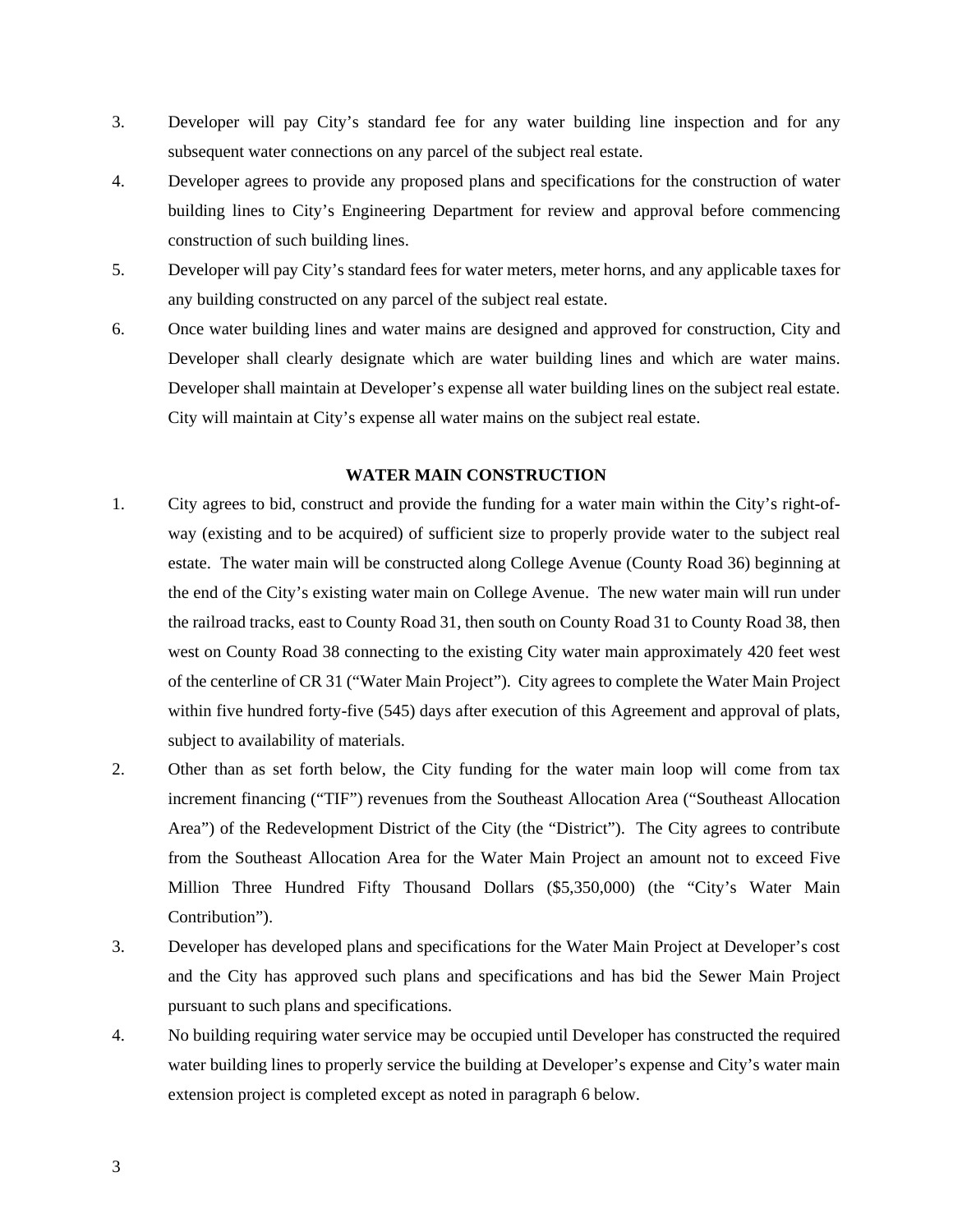3. Developer will pay City's standard fee for any water building line inspection and for any subsequent water connections on any parcel of the subject real estate.
4. Developer agrees to provide any proposed plans and specifications for the construction of water building lines to City's Engineering Department for review and approval before commencing construction of such building lines.
5. Developer will pay City's standard fees for water meters, meter horns, and any applicable taxes for any building constructed on any parcel of the subject real estate.
6. Once water building lines and water mains are designed and approved for construction, City and Developer shall clearly designate which are water building lines and which are water mains. Developer shall maintain at Developer's expense all water building lines on the subject real estate. City will maintain at City's expense all water mains on the subject real estate.

**WATER MAIN CONSTRUCTION**

1. City agrees to bid, construct and provide the funding for a water main within the City's right-of-way (existing and to be acquired) of sufficient size to properly provide water to the subject real estate. The water main will be constructed along College Avenue (County Road 36) beginning at the end of the City's existing water main on College Avenue. The new water main will run under the railroad tracks, east to County Road 31, then south on County Road 31 to County Road 38, then west on County Road 38 connecting to the existing City water main approximately 420 feet west of the centerline of CR 31 ("Water Main Project"). City agrees to complete the Water Main Project within five hundred forty-five (545) days after execution of this Agreement and approval of plats, subject to availability of materials.
2. Other than as set forth below, the City funding for the water main loop will come from tax increment financing ("TIF") revenues from the Southeast Allocation Area ("Southeast Allocation Area") of the Redevelopment District of the City (the "District"). The City agrees to contribute from the Southeast Allocation Area for the Water Main Project an amount not to exceed Five Million Three Hundred Fifty Thousand Dollars ($5,350,000) (the "City's Water Main Contribution").
3. Developer has developed plans and specifications for the Water Main Project at Developer's cost and the City has approved such plans and specifications and has bid the Sewer Main Project pursuant to such plans and specifications.
4. No building requiring water service may be occupied until Developer has constructed the required water building lines to properly service the building at Developer's expense and City's water main extension project is completed except as noted in paragraph 6 below.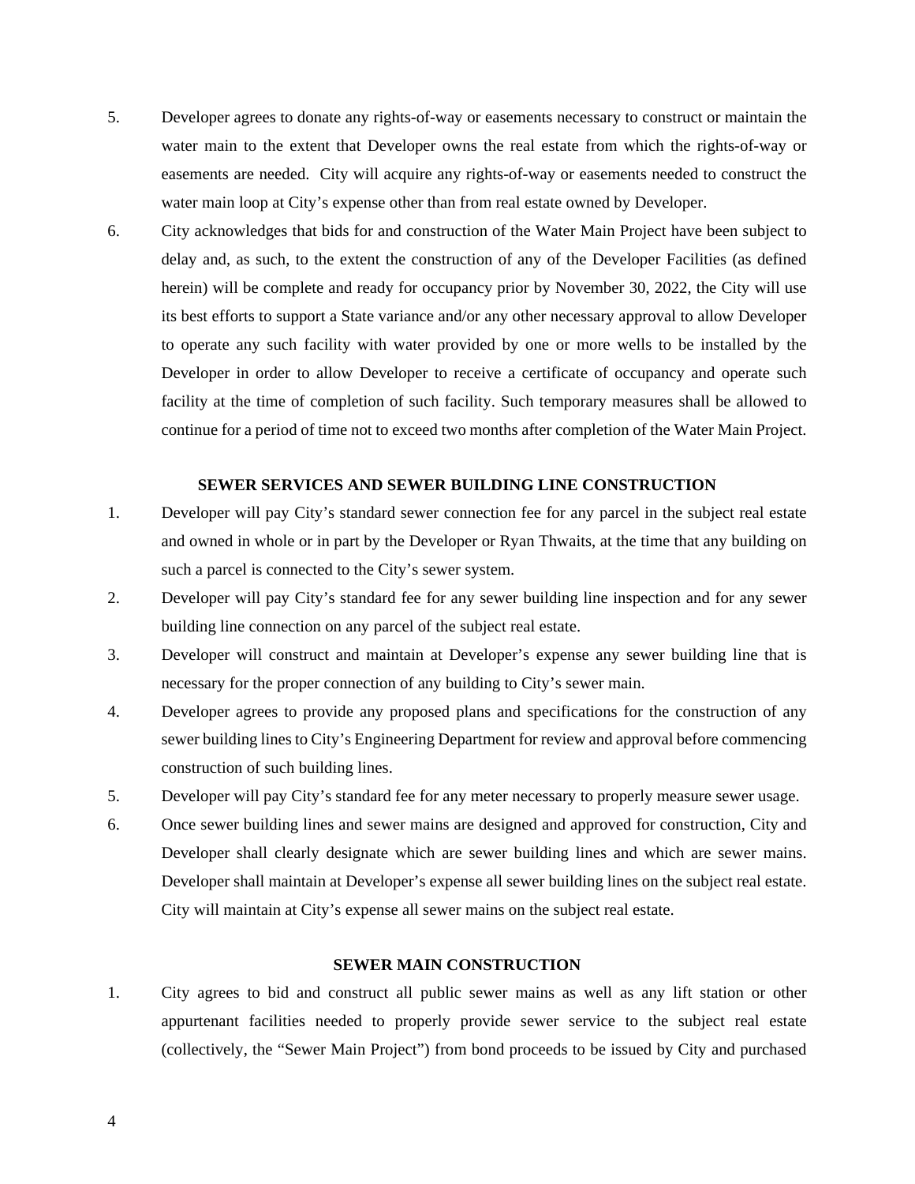5. Developer agrees to donate any rights-of-way or easements necessary to construct or maintain the water main to the extent that Developer owns the real estate from which the rights-of-way or easements are needed. City will acquire any rights-of-way or easements needed to construct the water main loop at City's expense other than from real estate owned by Developer.

6. City acknowledges that bids for and construction of the Water Main Project have been subject to delay and, as such, to the extent the construction of any of the Developer Facilities (as defined herein) will be complete and ready for occupancy prior by November 30, 2022, the City will use its best efforts to support a State variance and/or any other necessary approval to allow Developer to operate any such facility with water provided by one or more wells to be installed by the Developer in order to allow Developer to receive a certificate of occupancy and operate such facility at the time of completion of such facility. Such temporary measures shall be allowed to continue for a period of time not to exceed two months after completion of the Water Main Project.

**SEWER SERVICES AND SEWER BUILDING LINE CONSTRUCTION**

1. Developer will pay City's standard sewer connection fee for any parcel in the subject real estate and owned in whole or in part by the Developer or Ryan Thwaits, at the time that any building on such a parcel is connected to the City's sewer system.

2. Developer will pay City's standard fee for any sewer building line inspection and for any sewer building line connection on any parcel of the subject real estate.

3. Developer will construct and maintain at Developer's expense any sewer building line that is necessary for the proper connection of any building to City's sewer main.

4. Developer agrees to provide any proposed plans and specifications for the construction of any sewer building lines to City's Engineering Department for review and approval before commencing construction of such building lines.

5. Developer will pay City's standard fee for any meter necessary to properly measure sewer usage.

6. Once sewer building lines and sewer mains are designed and approved for construction, City and Developer shall clearly designate which are sewer building lines and which are sewer mains. Developer shall maintain at Developer's expense all sewer building lines on the subject real estate. City will maintain at City's expense all sewer mains on the subject real estate.

**SEWER MAIN CONSTRUCTION**

1. City agrees to bid and construct all public sewer mains as well as any lift station or other appurtenant facilities needed to properly provide sewer service to the subject real estate (collectively, the "Sewer Main Project") from bond proceeds to be issued by City and purchased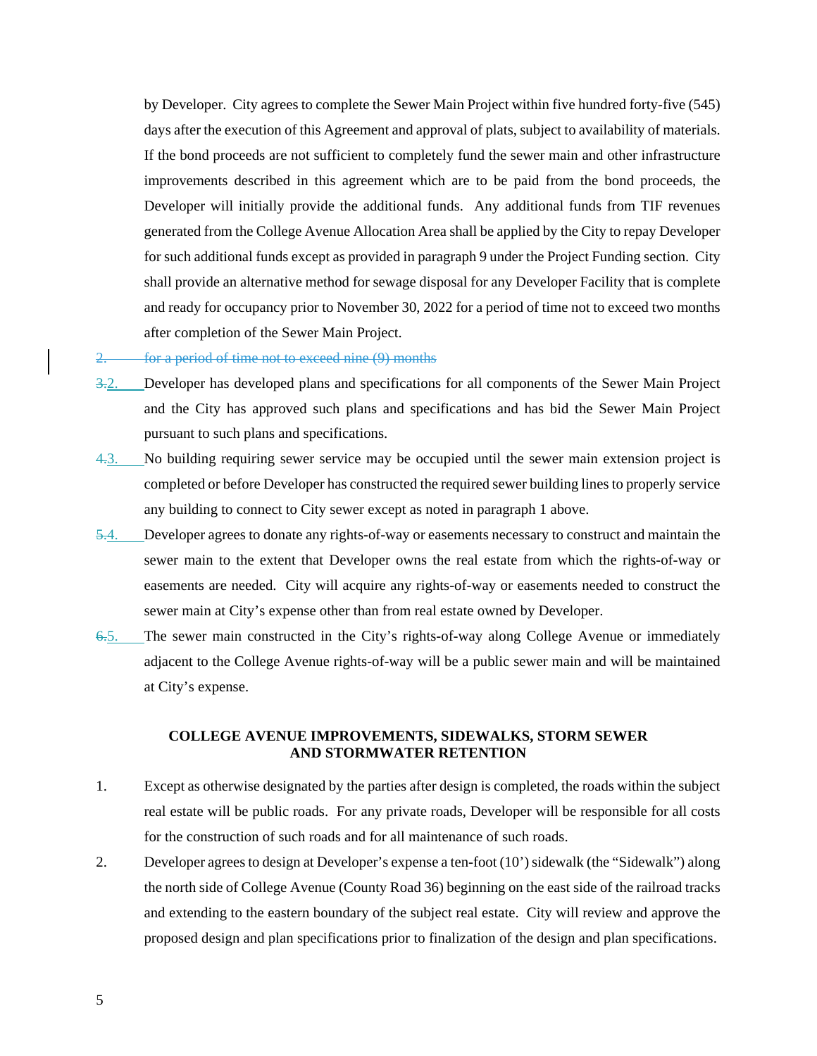by Developer. City agrees to complete the Sewer Main Project within five hundred forty-five (545) days after the execution of this Agreement and approval of plats, subject to availability of materials. If the bond proceeds are not sufficient to completely fund the sewer main and other infrastructure improvements described in this agreement which are to be paid from the bond proceeds, the Developer will initially provide the additional funds. Any additional funds from TIF revenues generated from the College Avenue Allocation Area shall be applied by the City to repay Developer for such additional funds except as provided in paragraph 9 under the Project Funding section. City shall provide an alternative method for sewage disposal for any Developer Facility that is complete and ready for occupancy prior to November 30, 2022 for a period of time not to exceed two months after completion of the Sewer Main Project.

~~2. for a period of time not to exceed nine (9) months~~

~~3.~~2. Developer has developed plans and specifications for all components of the Sewer Main Project and the City has approved such plans and specifications and has bid the Sewer Main Project pursuant to such plans and specifications.

~~4.~~3. No building requiring sewer service may be occupied until the sewer main extension project is completed or before Developer has constructed the required sewer building lines to properly service any building to connect to City sewer except as noted in paragraph 1 above.

~~5.~~4. Developer agrees to donate any rights-of-way or easements necessary to construct and maintain the sewer main to the extent that Developer owns the real estate from which the rights-of-way or easements are needed. City will acquire any rights-of-way or easements needed to construct the sewer main at City's expense other than from real estate owned by Developer.

~~6.~~5. The sewer main constructed in the City's rights-of-way along College Avenue or immediately adjacent to the College Avenue rights-of-way will be a public sewer main and will be maintained at City's expense.

**COLLEGE AVENUE IMPROVEMENTS, SIDEWALKS, STORM SEWER AND STORMWATER RETENTION**

1. Except as otherwise designated by the parties after design is completed, the roads within the subject real estate will be public roads. For any private roads, Developer will be responsible for all costs for the construction of such roads and for all maintenance of such roads.

2. Developer agrees to design at Developer's expense a ten-foot (10') sidewalk (the "Sidewalk") along the north side of College Avenue (County Road 36) beginning on the east side of the railroad tracks and extending to the eastern boundary of the subject real estate. City will review and approve the proposed design and plan specifications prior to finalization of the design and plan specifications.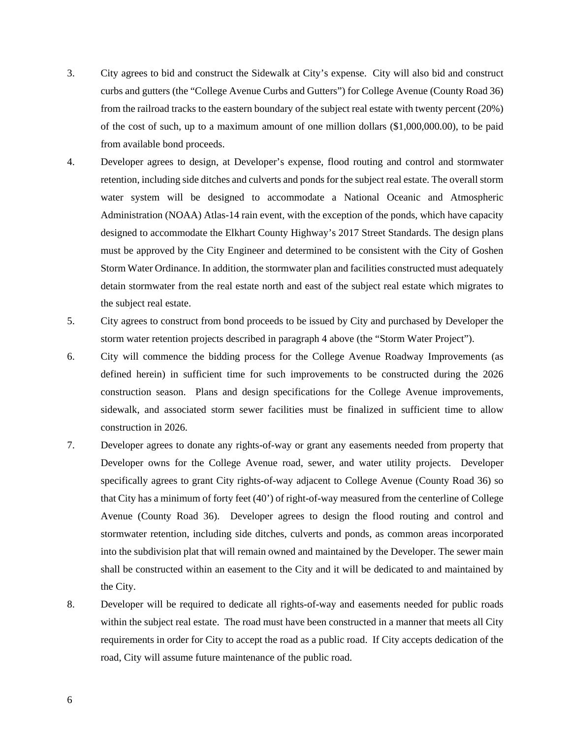3. City agrees to bid and construct the Sidewalk at City's expense. City will also bid and construct curbs and gutters (the "College Avenue Curbs and Gutters") for College Avenue (County Road 36) from the railroad tracks to the eastern boundary of the subject real estate with twenty percent (20%) of the cost of such, up to a maximum amount of one million dollars ($1,000,000.00), to be paid from available bond proceeds.

4. Developer agrees to design, at Developer's expense, flood routing and control and stormwater retention, including side ditches and culverts and ponds for the subject real estate. The overall storm water system will be designed to accommodate a National Oceanic and Atmospheric Administration (NOAA) Atlas-14 rain event, with the exception of the ponds, which have capacity designed to accommodate the Elkhart County Highway's 2017 Street Standards. The design plans must be approved by the City Engineer and determined to be consistent with the City of Goshen Storm Water Ordinance. In addition, the stormwater plan and facilities constructed must adequately detain stormwater from the real estate north and east of the subject real estate which migrates to the subject real estate.

5. City agrees to construct from bond proceeds to be issued by City and purchased by Developer the storm water retention projects described in paragraph 4 above (the "Storm Water Project").

6. City will commence the bidding process for the College Avenue Roadway Improvements (as defined herein) in sufficient time for such improvements to be constructed during the 2026 construction season. Plans and design specifications for the College Avenue improvements, sidewalk, and associated storm sewer facilities must be finalized in sufficient time to allow construction in 2026.

7. Developer agrees to donate any rights-of-way or grant any easements needed from property that Developer owns for the College Avenue road, sewer, and water utility projects. Developer specifically agrees to grant City rights-of-way adjacent to College Avenue (County Road 36) so that City has a minimum of forty feet (40') of right-of-way measured from the centerline of College Avenue (County Road 36). Developer agrees to design the flood routing and control and stormwater retention, including side ditches, culverts and ponds, as common areas incorporated into the subdivision plat that will remain owned and maintained by the Developer. The sewer main shall be constructed within an easement to the City and it will be dedicated to and maintained by the City.

8. Developer will be required to dedicate all rights-of-way and easements needed for public roads within the subject real estate. The road must have been constructed in a manner that meets all City requirements in order for City to accept the road as a public road. If City accepts dedication of the road, City will assume future maintenance of the public road.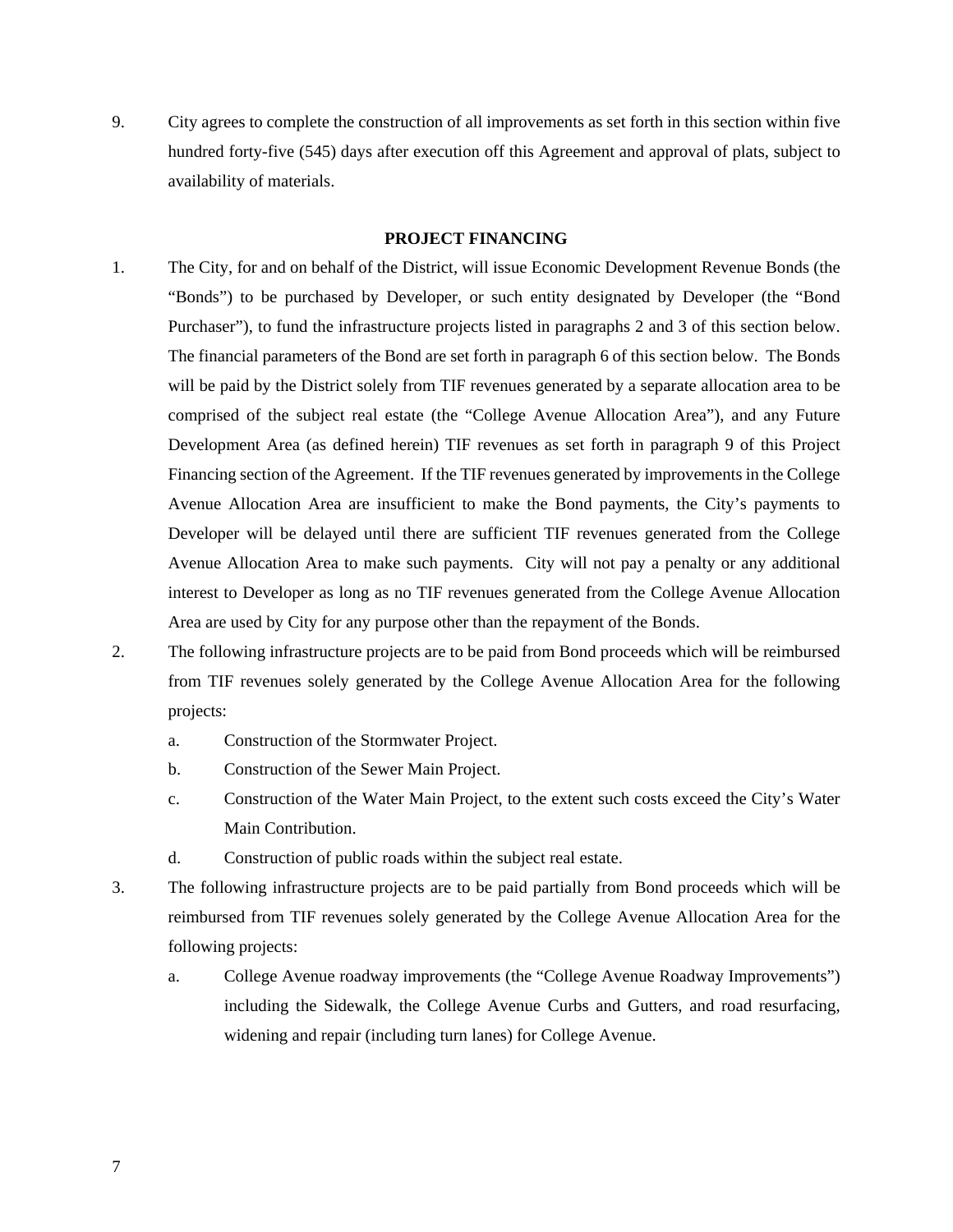9. City agrees to complete the construction of all improvements as set forth in this section within five hundred forty-five (545) days after execution off this Agreement and approval of plats, subject to availability of materials.

**PROJECT FINANCING**

1. The City, for and on behalf of the District, will issue Economic Development Revenue Bonds (the "Bonds") to be purchased by Developer, or such entity designated by Developer (the "Bond Purchaser"), to fund the infrastructure projects listed in paragraphs 2 and 3 of this section below. The financial parameters of the Bond are set forth in paragraph 6 of this section below. The Bonds will be paid by the District solely from TIF revenues generated by a separate allocation area to be comprised of the subject real estate (the "College Avenue Allocation Area"), and any Future Development Area (as defined herein) TIF revenues as set forth in paragraph 9 of this Project Financing section of the Agreement. If the TIF revenues generated by improvements in the College Avenue Allocation Area are insufficient to make the Bond payments, the City's payments to Developer will be delayed until there are sufficient TIF revenues generated from the College Avenue Allocation Area to make such payments. City will not pay a penalty or any additional interest to Developer as long as no TIF revenues generated from the College Avenue Allocation Area are used by City for any purpose other than the repayment of the Bonds.
2. The following infrastructure projects are to be paid from Bond proceeds which will be reimbursed from TIF revenues solely generated by the College Avenue Allocation Area for the following projects:
    a. Construction of the Stormwater Project.
    b. Construction of the Sewer Main Project.
    c. Construction of the Water Main Project, to the extent such costs exceed the City's Water Main Contribution.
    d. Construction of public roads within the subject real estate.
3. The following infrastructure projects are to be paid partially from Bond proceeds which will be reimbursed from TIF revenues solely generated by the College Avenue Allocation Area for the following projects:
    a. College Avenue roadway improvements (the "College Avenue Roadway Improvements") including the Sidewalk, the College Avenue Curbs and Gutters, and road resurfacing, widening and repair (including turn lanes) for College Avenue.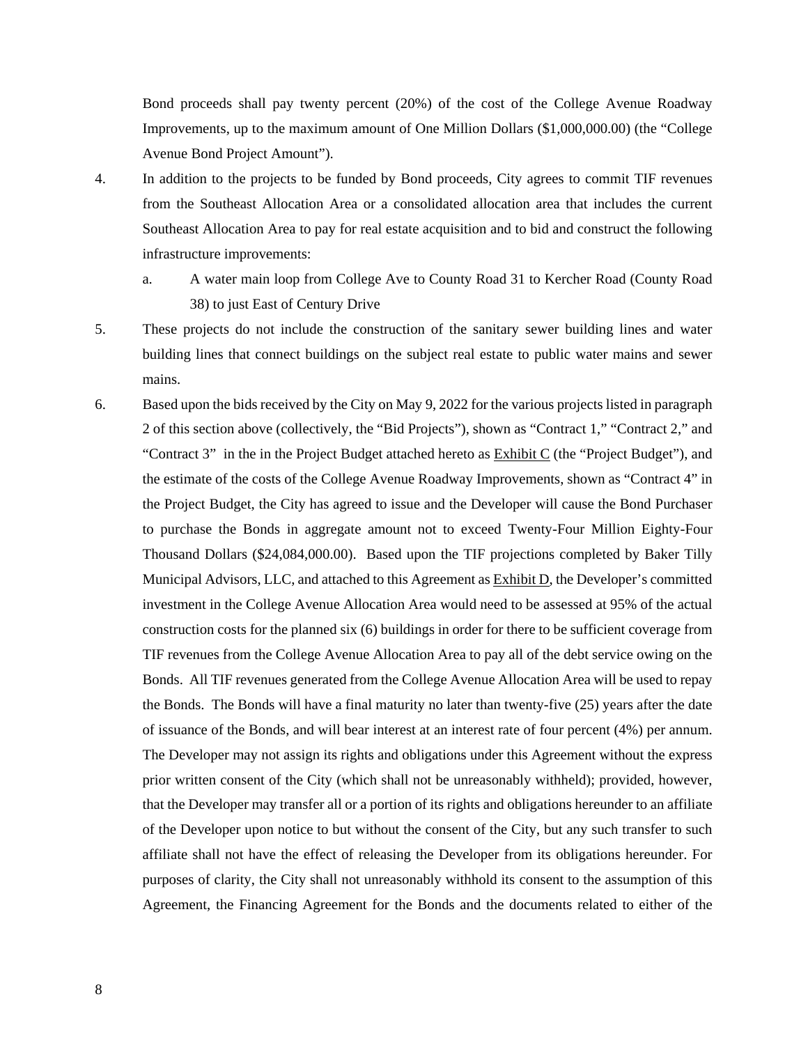Bond proceeds shall pay twenty percent (20%) of the cost of the College Avenue Roadway Improvements, up to the maximum amount of One Million Dollars ($1,000,000.00) (the "College Avenue Bond Project Amount").

4. In addition to the projects to be funded by Bond proceeds, City agrees to commit TIF revenues from the Southeast Allocation Area or a consolidated allocation area that includes the current Southeast Allocation Area to pay for real estate acquisition and to bid and construct the following infrastructure improvements:

   a. A water main loop from College Ave to County Road 31 to Kercher Road (County Road 38) to just East of Century Drive

5. These projects do not include the construction of the sanitary sewer building lines and water building lines that connect buildings on the subject real estate to public water mains and sewer mains.

6. Based upon the bids received by the City on May 9, 2022 for the various projects listed in paragraph 2 of this section above (collectively, the "Bid Projects"), shown as "Contract 1," "Contract 2," and "Contract 3" in the in the Project Budget attached hereto as Exhibit C (the "Project Budget"), and the estimate of the costs of the College Avenue Roadway Improvements, shown as "Contract 4" in the Project Budget, the City has agreed to issue and the Developer will cause the Bond Purchaser to purchase the Bonds in aggregate amount not to exceed Twenty-Four Million Eighty-Four Thousand Dollars ($24,084,000.00). Based upon the TIF projections completed by Baker Tilly Municipal Advisors, LLC, and attached to this Agreement as Exhibit D, the Developer's committed investment in the College Avenue Allocation Area would need to be assessed at 95% of the actual construction costs for the planned six (6) buildings in order for there to be sufficient coverage from TIF revenues from the College Avenue Allocation Area to pay all of the debt service owing on the Bonds. All TIF revenues generated from the College Avenue Allocation Area will be used to repay the Bonds. The Bonds will have a final maturity no later than twenty-five (25) years after the date of issuance of the Bonds, and will bear interest at an interest rate of four percent (4%) per annum. The Developer may not assign its rights and obligations under this Agreement without the express prior written consent of the City (which shall not be unreasonably withheld); provided, however, that the Developer may transfer all or a portion of its rights and obligations hereunder to an affiliate of the Developer upon notice to but without the consent of the City, but any such transfer to such affiliate shall not have the effect of releasing the Developer from its obligations hereunder. For purposes of clarity, the City shall not unreasonably withhold its consent to the assumption of this Agreement, the Financing Agreement for the Bonds and the documents related to either of the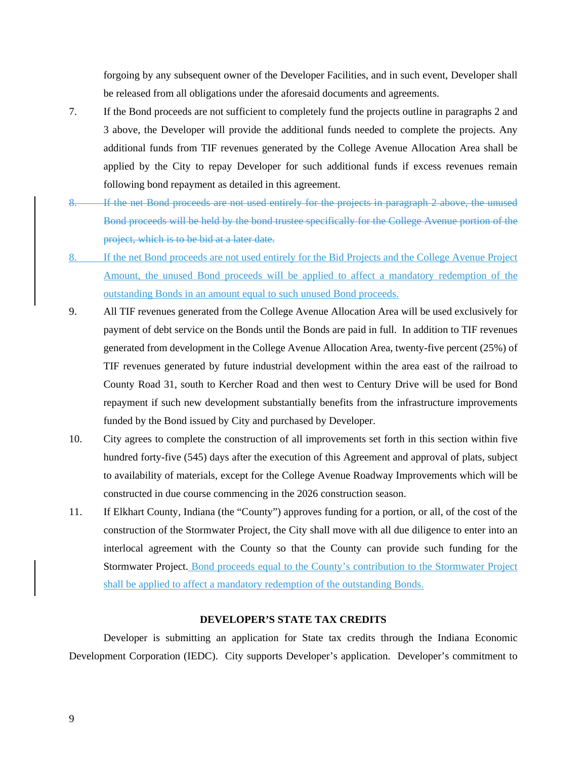forgoing by any subsequent owner of the Developer Facilities, and in such event, Developer shall be released from all obligations under the aforesaid documents and agreements.

7. If the Bond proceeds are not sufficient to completely fund the projects outline in paragraphs 2 and 3 above, the Developer will provide the additional funds needed to complete the projects. Any additional funds from TIF revenues generated by the College Avenue Allocation Area shall be applied by the City to repay Developer for such additional funds if excess revenues remain following bond repayment as detailed in this agreement.

~~8. If the net Bond proceeds are not used entirely for the projects in paragraph 2 above, the unused Bond proceeds will be held by the bond trustee specifically for the College Avenue portion of the project, which is to be bid at a later date.~~

8. If the net Bond proceeds are not used entirely for the Bid Projects and the College Avenue Project Amount, the unused Bond proceeds will be applied to affect a mandatory redemption of the outstanding Bonds in an amount equal to such unused Bond proceeds.

9. All TIF revenues generated from the College Avenue Allocation Area will be used exclusively for payment of debt service on the Bonds until the Bonds are paid in full. In addition to TIF revenues generated from development in the College Avenue Allocation Area, twenty-five percent (25%) of TIF revenues generated by future industrial development within the area east of the railroad to County Road 31, south to Kercher Road and then west to Century Drive will be used for Bond repayment if such new development substantially benefits from the infrastructure improvements funded by the Bond issued by City and purchased by Developer.

10. City agrees to complete the construction of all improvements set forth in this section within five hundred forty-five (545) days after the execution of this Agreement and approval of plats, subject to availability of materials, except for the College Avenue Roadway Improvements which will be constructed in due course commencing in the 2026 construction season.

11. If Elkhart County, Indiana (the "County") approves funding for a portion, or all, of the cost of the construction of the Stormwater Project, the City shall move with all due diligence to enter into an interlocal agreement with the County so that the County can provide such funding for the Stormwater Project. Bond proceeds equal to the County's contribution to the Stormwater Project shall be applied to affect a mandatory redemption of the outstanding Bonds.

**DEVELOPER'S STATE TAX CREDITS**

Developer is submitting an application for State tax credits through the Indiana Economic Development Corporation (IEDC). City supports Developer's application. Developer's commitment to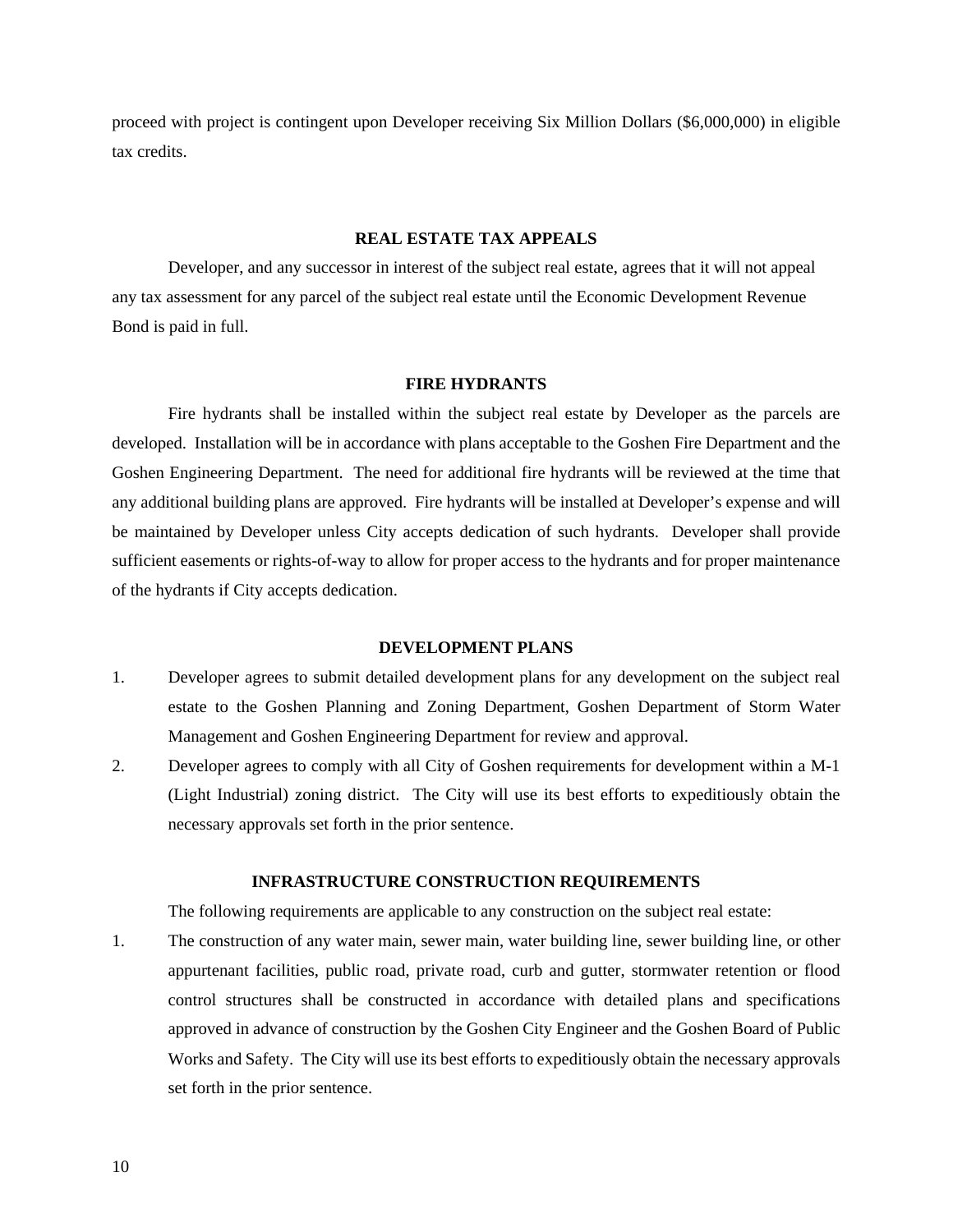proceed with project is contingent upon Developer receiving Six Million Dollars ($6,000,000) in eligible tax credits.

## REAL ESTATE TAX APPEALS

Developer, and any successor in interest of the subject real estate, agrees that it will not appeal any tax assessment for any parcel of the subject real estate until the Economic Development Revenue Bond is paid in full.

## FIRE HYDRANTS

Fire hydrants shall be installed within the subject real estate by Developer as the parcels are developed. Installation will be in accordance with plans acceptable to the Goshen Fire Department and the Goshen Engineering Department. The need for additional fire hydrants will be reviewed at the time that any additional building plans are approved. Fire hydrants will be installed at Developer's expense and will be maintained by Developer unless City accepts dedication of such hydrants. Developer shall provide sufficient easements or rights-of-way to allow for proper access to the hydrants and for proper maintenance of the hydrants if City accepts dedication.

## DEVELOPMENT PLANS

1. Developer agrees to submit detailed development plans for any development on the subject real estate to the Goshen Planning and Zoning Department, Goshen Department of Storm Water Management and Goshen Engineering Department for review and approval.
2. Developer agrees to comply with all City of Goshen requirements for development within a M-1 (Light Industrial) zoning district. The City will use its best efforts to expeditiously obtain the necessary approvals set forth in the prior sentence.

## INFRASTRUCTURE CONSTRUCTION REQUIREMENTS

The following requirements are applicable to any construction on the subject real estate:

1. The construction of any water main, sewer main, water building line, sewer building line, or other appurtenant facilities, public road, private road, curb and gutter, stormwater retention or flood control structures shall be constructed in accordance with detailed plans and specifications approved in advance of construction by the Goshen City Engineer and the Goshen Board of Public Works and Safety. The City will use its best efforts to expeditiously obtain the necessary approvals set forth in the prior sentence.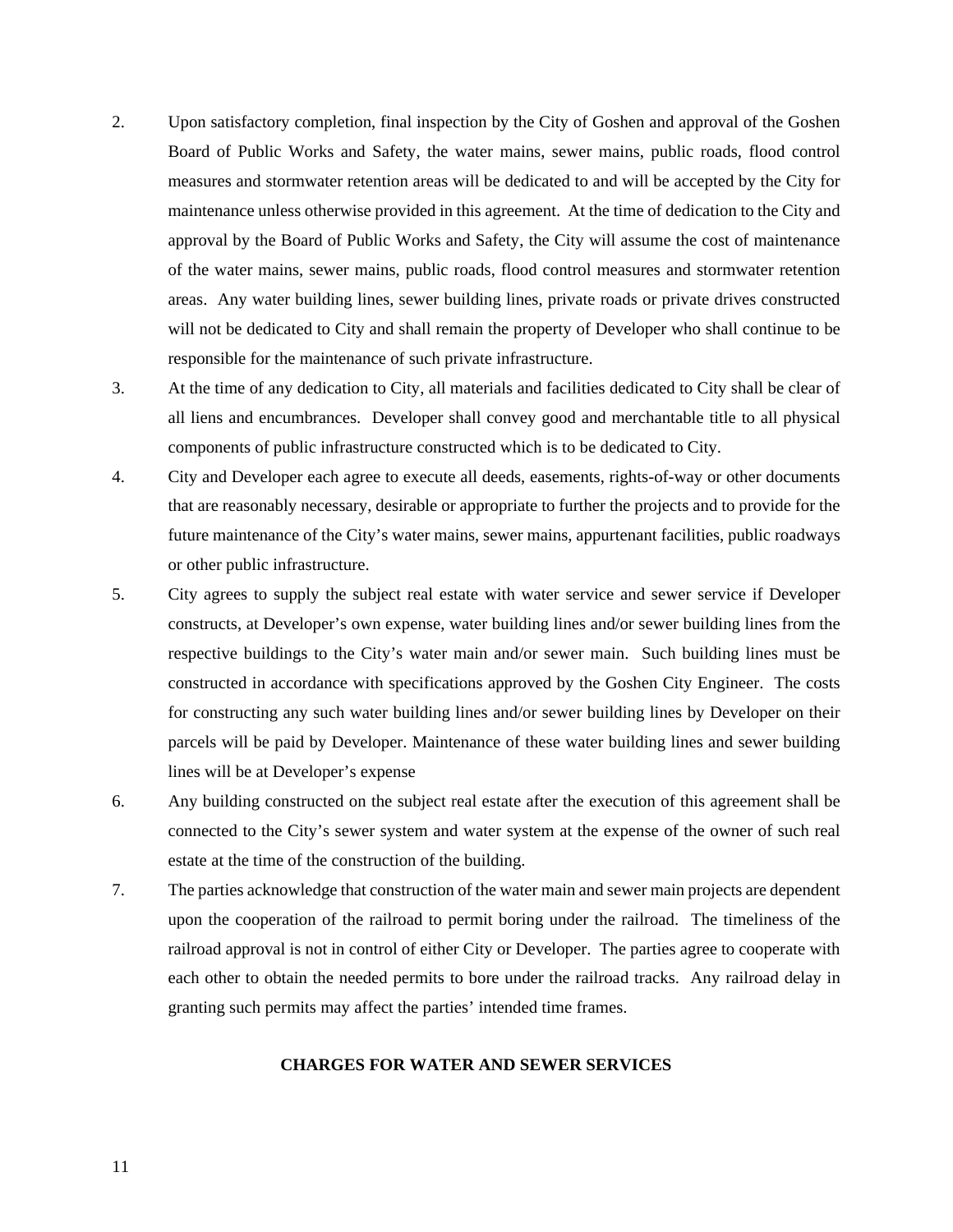2. Upon satisfactory completion, final inspection by the City of Goshen and approval of the Goshen Board of Public Works and Safety, the water mains, sewer mains, public roads, flood control measures and stormwater retention areas will be dedicated to and will be accepted by the City for maintenance unless otherwise provided in this agreement. At the time of dedication to the City and approval by the Board of Public Works and Safety, the City will assume the cost of maintenance of the water mains, sewer mains, public roads, flood control measures and stormwater retention areas. Any water building lines, sewer building lines, private roads or private drives constructed will not be dedicated to City and shall remain the property of Developer who shall continue to be responsible for the maintenance of such private infrastructure.

3. At the time of any dedication to City, all materials and facilities dedicated to City shall be clear of all liens and encumbrances. Developer shall convey good and merchantable title to all physical components of public infrastructure constructed which is to be dedicated to City.

4. City and Developer each agree to execute all deeds, easements, rights-of-way or other documents that are reasonably necessary, desirable or appropriate to further the projects and to provide for the future maintenance of the City's water mains, sewer mains, appurtenant facilities, public roadways or other public infrastructure.

5. City agrees to supply the subject real estate with water service and sewer service if Developer constructs, at Developer's own expense, water building lines and/or sewer building lines from the respective buildings to the City's water main and/or sewer main. Such building lines must be constructed in accordance with specifications approved by the Goshen City Engineer. The costs for constructing any such water building lines and/or sewer building lines by Developer on their parcels will be paid by Developer. Maintenance of these water building lines and sewer building lines will be at Developer's expense

6. Any building constructed on the subject real estate after the execution of this agreement shall be connected to the City's sewer system and water system at the expense of the owner of such real estate at the time of the construction of the building.

7. The parties acknowledge that construction of the water main and sewer main projects are dependent upon the cooperation of the railroad to permit boring under the railroad. The timeliness of the railroad approval is not in control of either City or Developer. The parties agree to cooperate with each other to obtain the needed permits to bore under the railroad tracks. Any railroad delay in granting such permits may affect the parties' intended time frames.

**CHARGES FOR WATER AND SEWER SERVICES**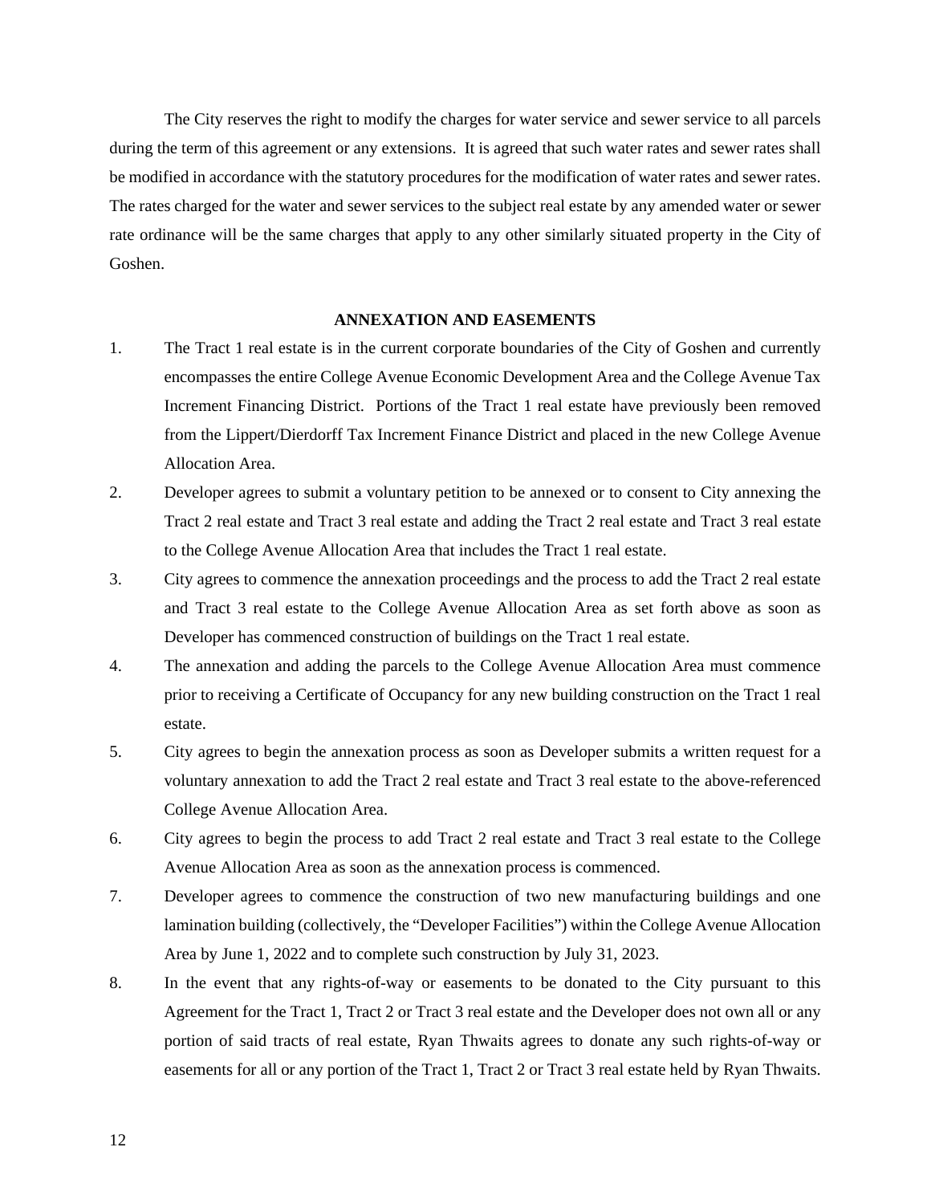The City reserves the right to modify the charges for water service and sewer service to all parcels during the term of this agreement or any extensions. It is agreed that such water rates and sewer rates shall be modified in accordance with the statutory procedures for the modification of water rates and sewer rates. The rates charged for the water and sewer services to the subject real estate by any amended water or sewer rate ordinance will be the same charges that apply to any other similarly situated property in the City of Goshen.

**ANNEXATION AND EASEMENTS**

1. The Tract 1 real estate is in the current corporate boundaries of the City of Goshen and currently encompasses the entire College Avenue Economic Development Area and the College Avenue Tax Increment Financing District. Portions of the Tract 1 real estate have previously been removed from the Lippert/Dierdorff Tax Increment Finance District and placed in the new College Avenue Allocation Area.
2. Developer agrees to submit a voluntary petition to be annexed or to consent to City annexing the Tract 2 real estate and Tract 3 real estate and adding the Tract 2 real estate and Tract 3 real estate to the College Avenue Allocation Area that includes the Tract 1 real estate.
3. City agrees to commence the annexation proceedings and the process to add the Tract 2 real estate and Tract 3 real estate to the College Avenue Allocation Area as set forth above as soon as Developer has commenced construction of buildings on the Tract 1 real estate.
4. The annexation and adding the parcels to the College Avenue Allocation Area must commence prior to receiving a Certificate of Occupancy for any new building construction on the Tract 1 real estate.
5. City agrees to begin the annexation process as soon as Developer submits a written request for a voluntary annexation to add the Tract 2 real estate and Tract 3 real estate to the above-referenced College Avenue Allocation Area.
6. City agrees to begin the process to add Tract 2 real estate and Tract 3 real estate to the College Avenue Allocation Area as soon as the annexation process is commenced.
7. Developer agrees to commence the construction of two new manufacturing buildings and one lamination building (collectively, the "Developer Facilities") within the College Avenue Allocation Area by June 1, 2022 and to complete such construction by July 31, 2023.
8. In the event that any rights-of-way or easements to be donated to the City pursuant to this Agreement for the Tract 1, Tract 2 or Tract 3 real estate and the Developer does not own all or any portion of said tracts of real estate, Ryan Thwaits agrees to donate any such rights-of-way or easements for all or any portion of the Tract 1, Tract 2 or Tract 3 real estate held by Ryan Thwaits.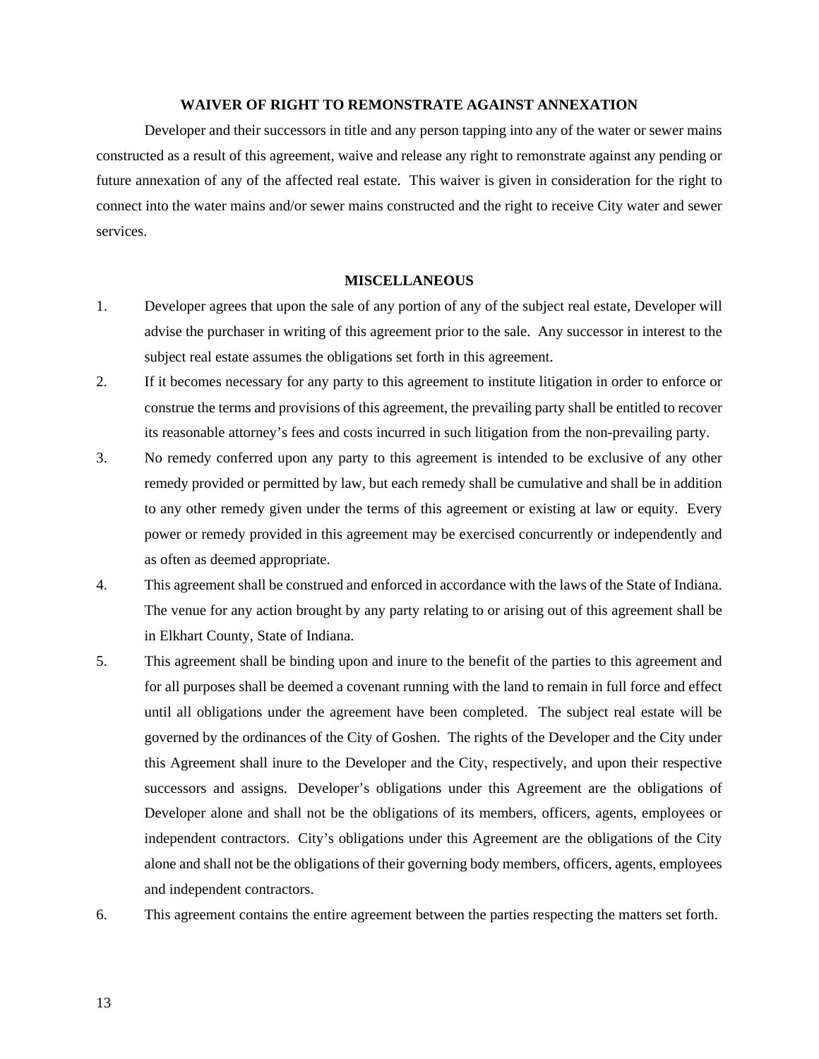## WAIVER OF RIGHT TO REMONSTRATE AGAINST ANNEXATION

Developer and their successors in title and any person tapping into any of the water or sewer mains constructed as a result of this agreement, waive and release any right to remonstrate against any pending or future annexation of any of the affected real estate. This waiver is given in consideration for the right to connect into the water mains and/or sewer mains constructed and the right to receive City water and sewer services.

## MISCELLANEOUS

1. Developer agrees that upon the sale of any portion of any of the subject real estate, Developer will advise the purchaser in writing of this agreement prior to the sale. Any successor in interest to the subject real estate assumes the obligations set forth in this agreement.
2. If it becomes necessary for any party to this agreement to institute litigation in order to enforce or construe the terms and provisions of this agreement, the prevailing party shall be entitled to recover its reasonable attorney's fees and costs incurred in such litigation from the non-prevailing party.
3. No remedy conferred upon any party to this agreement is intended to be exclusive of any other remedy provided or permitted by law, but each remedy shall be cumulative and shall be in addition to any other remedy given under the terms of this agreement or existing at law or equity. Every power or remedy provided in this agreement may be exercised concurrently or independently and as often as deemed appropriate.
4. This agreement shall be construed and enforced in accordance with the laws of the State of Indiana. The venue for any action brought by any party relating to or arising out of this agreement shall be in Elkhart County, State of Indiana.
5. This agreement shall be binding upon and inure to the benefit of the parties to this agreement and for all purposes shall be deemed a covenant running with the land to remain in full force and effect until all obligations under the agreement have been completed. The subject real estate will be governed by the ordinances of the City of Goshen. The rights of the Developer and the City under this Agreement shall inure to the Developer and the City, respectively, and upon their respective successors and assigns. Developer's obligations under this Agreement are the obligations of Developer alone and shall not be the obligations of its members, officers, agents, employees or independent contractors. City's obligations under this Agreement are the obligations of the City alone and shall not be the obligations of their governing body members, officers, agents, employees and independent contractors.
6. This agreement contains the entire agreement between the parties respecting the matters set forth.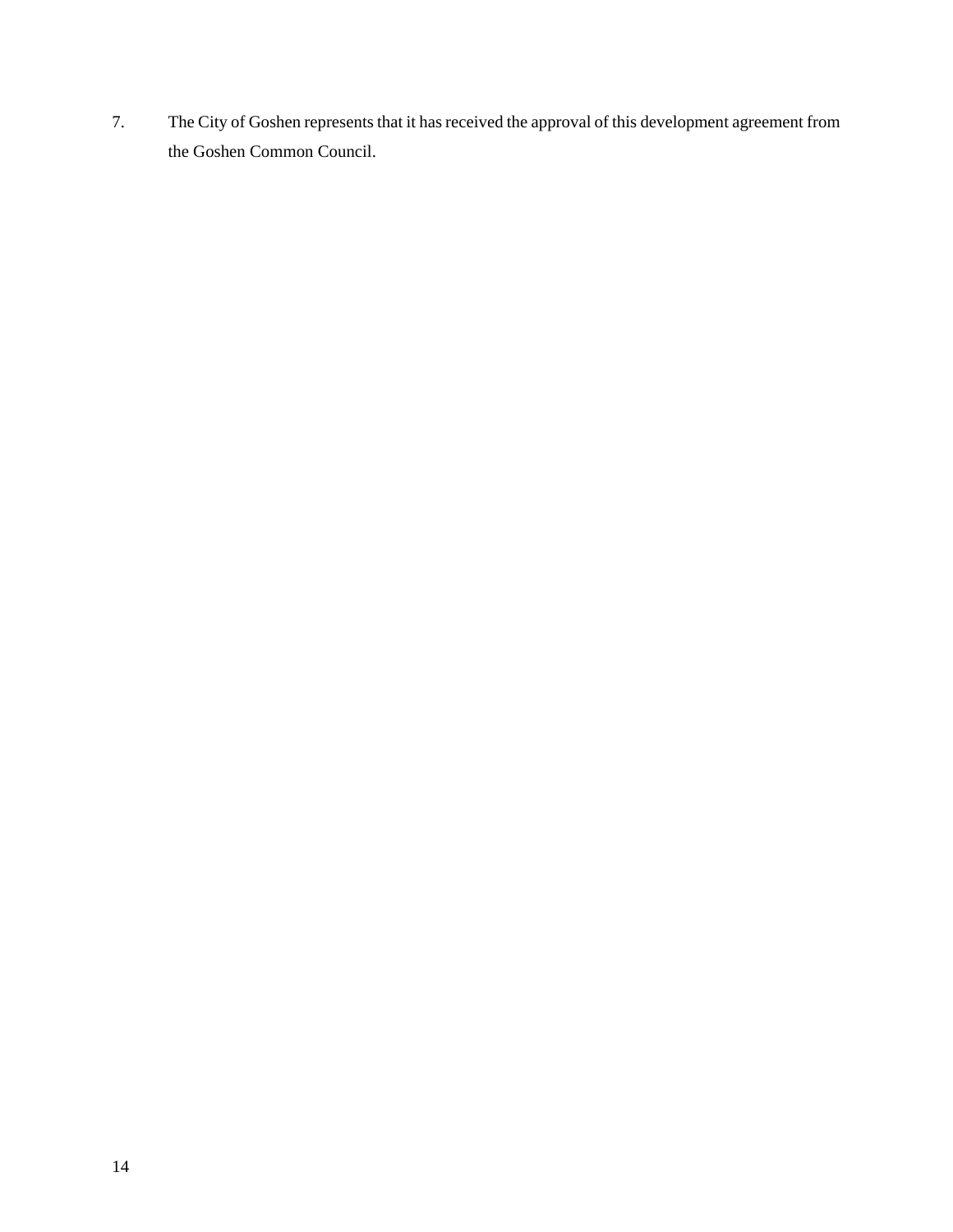7. The City of Goshen represents that it has received the approval of this development agreement from the Goshen Common Council.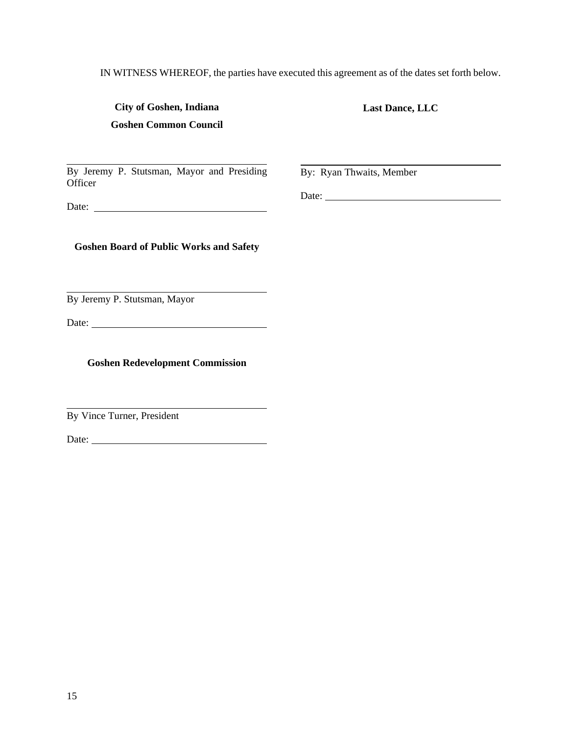IN WITNESS WHEREOF, the parties have executed this agreement as of the dates set forth below.

**City of Goshen, Indiana**

**Goshen Common Council**

\_\_\_\_\_\_\_\_\_\_\_\_\_\_\_\_\_\_\_\_\_\_\_\_\_\_\_\_\_\_\_\_\_\_\_\_

By Jeremy P. Stutsman, Mayor and Presiding Officer

Date: \_\_\_\_\_\_\_\_\_\_\_\_\_\_\_\_\_\_\_\_\_\_\_\_\_\_\_\_\_\_

**Goshen Board of Public Works and Safety**

\_\_\_\_\_\_\_\_\_\_\_\_\_\_\_\_\_\_\_\_\_\_\_\_\_\_\_\_\_\_\_\_\_\_\_\_

By Jeremy P. Stutsman, Mayor

Date: \_\_\_\_\_\_\_\_\_\_\_\_\_\_\_\_\_\_\_\_\_\_\_\_\_\_\_\_\_\_

**Goshen Redevelopment Commission**

\_\_\_\_\_\_\_\_\_\_\_\_\_\_\_\_\_\_\_\_\_\_\_\_\_\_\_\_\_\_\_\_\_\_\_\_

By Vince Turner, President

Date: \_\_\_\_\_\_\_\_\_\_\_\_\_\_\_\_\_\_\_\_\_\_\_\_\_\_\_\_\_\_

**Last Dance, LLC**

\_\_\_\_\_\_\_\_\_\_\_\_\_\_\_\_\_\_\_\_\_\_\_\_\_\_\_\_\_\_\_\_\_\_\_\_

By: Ryan Thwaits, Member

Date: \_\_\_\_\_\_\_\_\_\_\_\_\_\_\_\_\_\_\_\_\_\_\_\_\_\_\_\_\_\_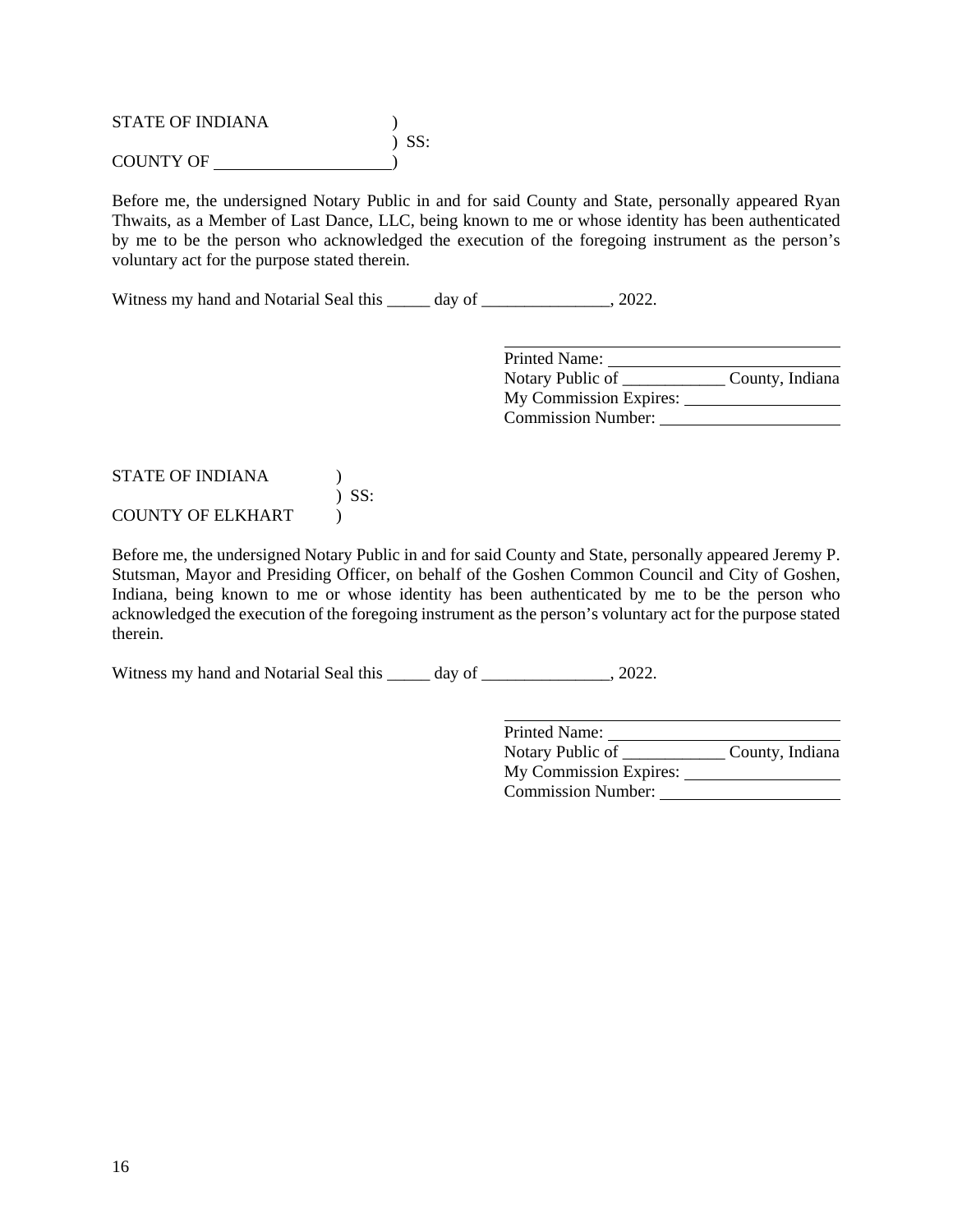STATE OF INDIANA )
) SS:
COUNTY OF \_\_\_\_\_\_\_\_\_\_\_\_\_\_\_\_\_\_\_\_)

Before me, the undersigned Notary Public in and for said County and State, personally appeared Ryan Thwaits, as a Member of Last Dance, LLC, being known to me or whose identity has been authenticated by me to be the person who acknowledged the execution of the foregoing instrument as the person's voluntary act for the purpose stated therein.

Witness my hand and Notarial Seal this _____ day of _______________, 2022.

\_\_\_\_\_\_\_\_\_\_\_\_\_\_\_\_\_\_\_\_\_\_\_\_\_\_\_\_\_\_\_\_\_\_\_\_\_\_\_\_
Printed Name: \_\_\_\_\_\_\_\_\_\_\_\_\_\_\_\_\_\_\_\_\_\_\_\_\_\_\_
Notary Public of ____________ County, Indiana
My Commission Expires: \_\_\_\_\_\_\_\_\_\_\_\_\_\_\_\_\_\_
Commission Number: \_\_\_\_\_\_\_\_\_\_\_\_\_\_\_\_\_\_\_\_\_

STATE OF INDIANA )
) SS:
COUNTY OF ELKHART )

Before me, the undersigned Notary Public in and for said County and State, personally appeared Jeremy P. Stutsman, Mayor and Presiding Officer, on behalf of the Goshen Common Council and City of Goshen, Indiana, being known to me or whose identity has been authenticated by me to be the person who acknowledged the execution of the foregoing instrument as the person's voluntary act for the purpose stated therein.

Witness my hand and Notarial Seal this _____ day of _______________, 2022.

\_\_\_\_\_\_\_\_\_\_\_\_\_\_\_\_\_\_\_\_\_\_\_\_\_\_\_\_\_\_\_\_\_\_\_\_\_\_\_\_
Printed Name: \_\_\_\_\_\_\_\_\_\_\_\_\_\_\_\_\_\_\_\_\_\_\_\_\_\_\_
Notary Public of ____________ County, Indiana
My Commission Expires: \_\_\_\_\_\_\_\_\_\_\_\_\_\_\_\_\_\_
Commission Number: \_\_\_\_\_\_\_\_\_\_\_\_\_\_\_\_\_\_\_\_\_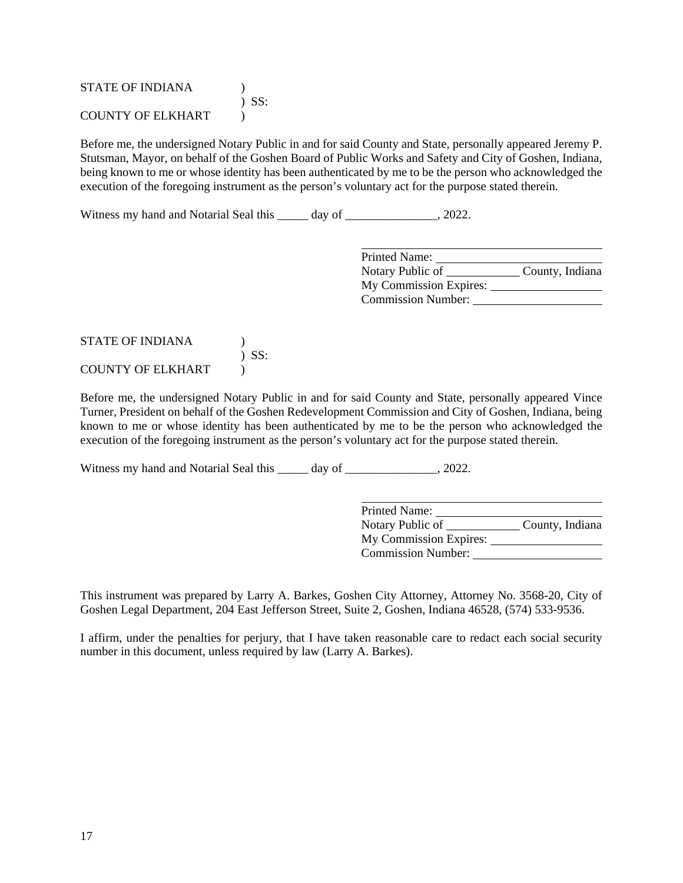STATE OF INDIANA )
) SS:
COUNTY OF ELKHART )

Before me, the undersigned Notary Public in and for said County and State, personally appeared Jeremy P. Stutsman, Mayor, on behalf of the Goshen Board of Public Works and Safety and City of Goshen, Indiana, being known to me or whose identity has been authenticated by me to be the person who acknowledged the execution of the foregoing instrument as the person's voluntary act for the purpose stated therein.

Witness my hand and Notarial Seal this _____ day of _______________, 2022.

\_\_\_\_\_\_\_\_\_\_\_\_\_\_\_\_\_\_\_\_\_\_\_\_\_\_\_\_\_\_\_\_\_\_\_\_\_\_\_\_
Printed Name: \_\_\_\_\_\_\_\_\_\_\_\_\_\_\_\_\_\_\_\_\_\_\_\_\_\_\_\_
Notary Public of \_\_\_\_\_\_\_\_\_\_\_\_ County, Indiana
My Commission Expires: \_\_\_\_\_\_\_\_\_\_\_\_\_\_\_\_\_\_\_
Commission Number: \_\_\_\_\_\_\_\_\_\_\_\_\_\_\_\_\_\_\_\_\_\_

STATE OF INDIANA )
) SS:
COUNTY OF ELKHART )

Before me, the undersigned Notary Public in and for said County and State, personally appeared Vince Turner, President on behalf of the Goshen Redevelopment Commission and City of Goshen, Indiana, being known to me or whose identity has been authenticated by me to be the person who acknowledged the execution of the foregoing instrument as the person's voluntary act for the purpose stated therein.

Witness my hand and Notarial Seal this _____ day of _______________, 2022.

\_\_\_\_\_\_\_\_\_\_\_\_\_\_\_\_\_\_\_\_\_\_\_\_\_\_\_\_\_\_\_\_\_\_\_\_\_\_\_\_
Printed Name: \_\_\_\_\_\_\_\_\_\_\_\_\_\_\_\_\_\_\_\_\_\_\_\_\_\_\_\_
Notary Public of \_\_\_\_\_\_\_\_\_\_\_\_ County, Indiana
My Commission Expires: \_\_\_\_\_\_\_\_\_\_\_\_\_\_\_\_\_\_\_
Commission Number: \_\_\_\_\_\_\_\_\_\_\_\_\_\_\_\_\_\_\_\_\_\_

This instrument was prepared by Larry A. Barkes, Goshen City Attorney, Attorney No. 3568-20, City of Goshen Legal Department, 204 East Jefferson Street, Suite 2, Goshen, Indiana 46528, (574) 533-9536.

I affirm, under the penalties for perjury, that I have taken reasonable care to redact each social security number in this document, unless required by law (Larry A. Barkes).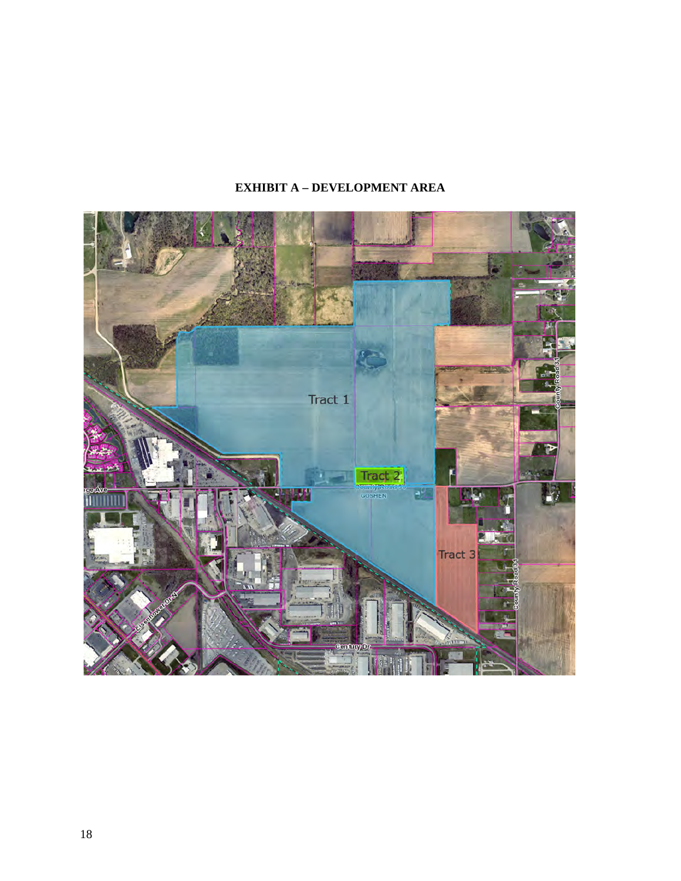**EXHIBIT A – DEVELOPMENT AREA**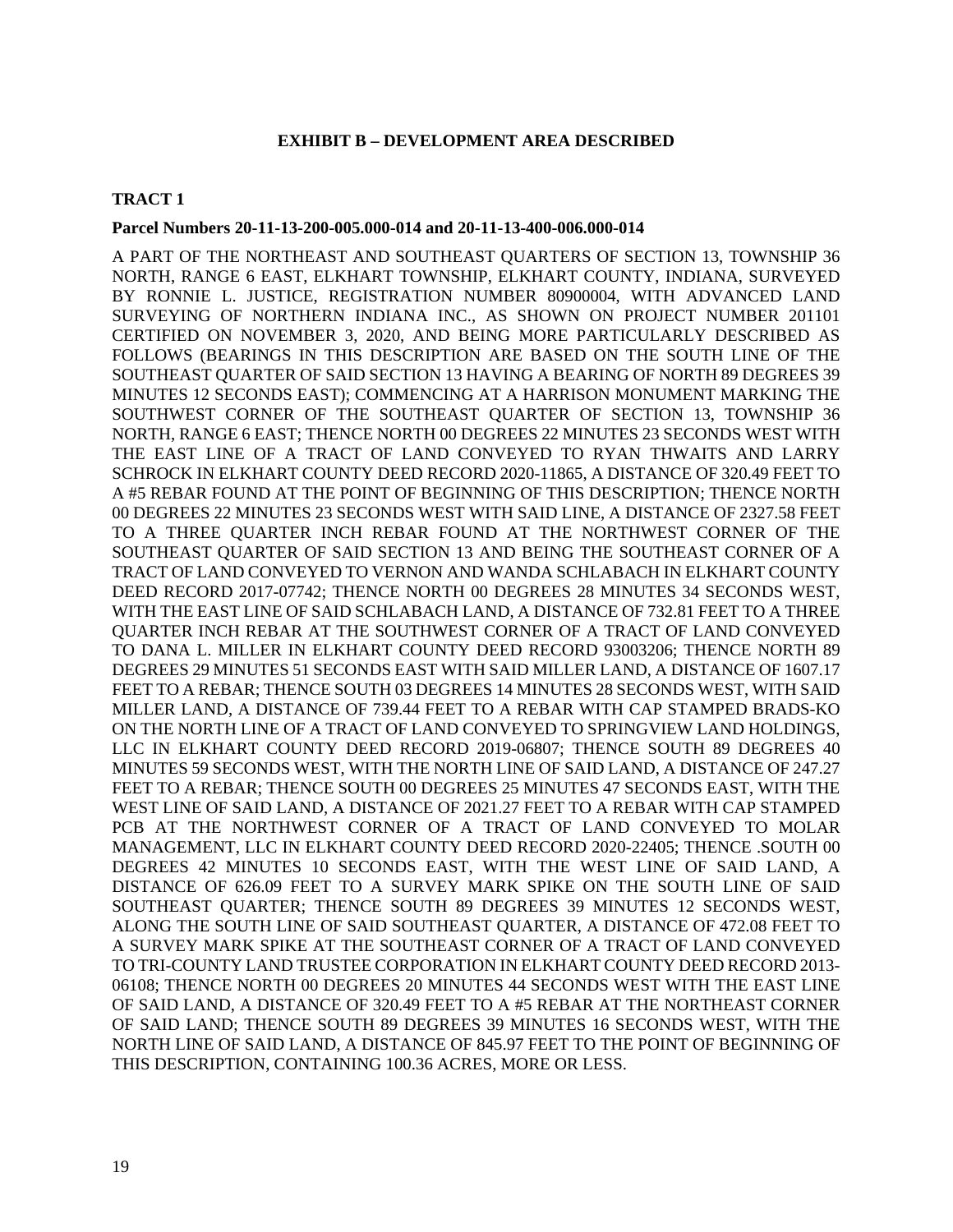## EXHIBIT B – DEVELOPMENT AREA DESCRIBED

**TRACT 1**

**Parcel Numbers 20-11-13-200-005.000-014 and 20-11-13-400-006.000-014**

A PART OF THE NORTHEAST AND SOUTHEAST QUARTERS OF SECTION 13, TOWNSHIP 36 NORTH, RANGE 6 EAST, ELKHART TOWNSHIP, ELKHART COUNTY, INDIANA, SURVEYED BY RONNIE L. JUSTICE, REGISTRATION NUMBER 80900004, WITH ADVANCED LAND SURVEYING OF NORTHERN INDIANA INC., AS SHOWN ON PROJECT NUMBER 201101 CERTIFIED ON NOVEMBER 3, 2020, AND BEING MORE PARTICULARLY DESCRIBED AS FOLLOWS (BEARINGS IN THIS DESCRIPTION ARE BASED ON THE SOUTH LINE OF THE SOUTHEAST QUARTER OF SAID SECTION 13 HAVING A BEARING OF NORTH 89 DEGREES 39 MINUTES 12 SECONDS EAST); COMMENCING AT A HARRISON MONUMENT MARKING THE SOUTHWEST CORNER OF THE SOUTHEAST QUARTER OF SECTION 13, TOWNSHIP 36 NORTH, RANGE 6 EAST; THENCE NORTH 00 DEGREES 22 MINUTES 23 SECONDS WEST WITH THE EAST LINE OF A TRACT OF LAND CONVEYED TO RYAN THWAITS AND LARRY SCHROCK IN ELKHART COUNTY DEED RECORD 2020-11865, A DISTANCE OF 320.49 FEET TO A #5 REBAR FOUND AT THE POINT OF BEGINNING OF THIS DESCRIPTION; THENCE NORTH 00 DEGREES 22 MINUTES 23 SECONDS WEST WITH SAID LINE, A DISTANCE OF 2327.58 FEET TO A THREE QUARTER INCH REBAR FOUND AT THE NORTHWEST CORNER OF THE SOUTHEAST QUARTER OF SAID SECTION 13 AND BEING THE SOUTHEAST CORNER OF A TRACT OF LAND CONVEYED TO VERNON AND WANDA SCHLABACH IN ELKHART COUNTY DEED RECORD 2017-07742; THENCE NORTH 00 DEGREES 28 MINUTES 34 SECONDS WEST, WITH THE EAST LINE OF SAID SCHLABACH LAND, A DISTANCE OF 732.81 FEET TO A THREE QUARTER INCH REBAR AT THE SOUTHWEST CORNER OF A TRACT OF LAND CONVEYED TO DANA L. MILLER IN ELKHART COUNTY DEED RECORD 93003206; THENCE NORTH 89 DEGREES 29 MINUTES 51 SECONDS EAST WITH SAID MILLER LAND, A DISTANCE OF 1607.17 FEET TO A REBAR; THENCE SOUTH 03 DEGREES 14 MINUTES 28 SECONDS WEST, WITH SAID MILLER LAND, A DISTANCE OF 739.44 FEET TO A REBAR WITH CAP STAMPED BRADS-KO ON THE NORTH LINE OF A TRACT OF LAND CONVEYED TO SPRINGVIEW LAND HOLDINGS, LLC IN ELKHART COUNTY DEED RECORD 2019-06807; THENCE SOUTH 89 DEGREES 40 MINUTES 59 SECONDS WEST, WITH THE NORTH LINE OF SAID LAND, A DISTANCE OF 247.27 FEET TO A REBAR; THENCE SOUTH 00 DEGREES 25 MINUTES 47 SECONDS EAST, WITH THE WEST LINE OF SAID LAND, A DISTANCE OF 2021.27 FEET TO A REBAR WITH CAP STAMPED PCB AT THE NORTHWEST CORNER OF A TRACT OF LAND CONVEYED TO MOLAR MANAGEMENT, LLC IN ELKHART COUNTY DEED RECORD 2020-22405; THENCE .SOUTH 00 DEGREES 42 MINUTES 10 SECONDS EAST, WITH THE WEST LINE OF SAID LAND, A DISTANCE OF 626.09 FEET TO A SURVEY MARK SPIKE ON THE SOUTH LINE OF SAID SOUTHEAST QUARTER; THENCE SOUTH 89 DEGREES 39 MINUTES 12 SECONDS WEST, ALONG THE SOUTH LINE OF SAID SOUTHEAST QUARTER, A DISTANCE OF 472.08 FEET TO A SURVEY MARK SPIKE AT THE SOUTHEAST CORNER OF A TRACT OF LAND CONVEYED TO TRI-COUNTY LAND TRUSTEE CORPORATION IN ELKHART COUNTY DEED RECORD 2013-06108; THENCE NORTH 00 DEGREES 20 MINUTES 44 SECONDS WEST WITH THE EAST LINE OF SAID LAND, A DISTANCE OF 320.49 FEET TO A #5 REBAR AT THE NORTHEAST CORNER OF SAID LAND; THENCE SOUTH 89 DEGREES 39 MINUTES 16 SECONDS WEST, WITH THE NORTH LINE OF SAID LAND, A DISTANCE OF 845.97 FEET TO THE POINT OF BEGINNING OF THIS DESCRIPTION, CONTAINING 100.36 ACRES, MORE OR LESS.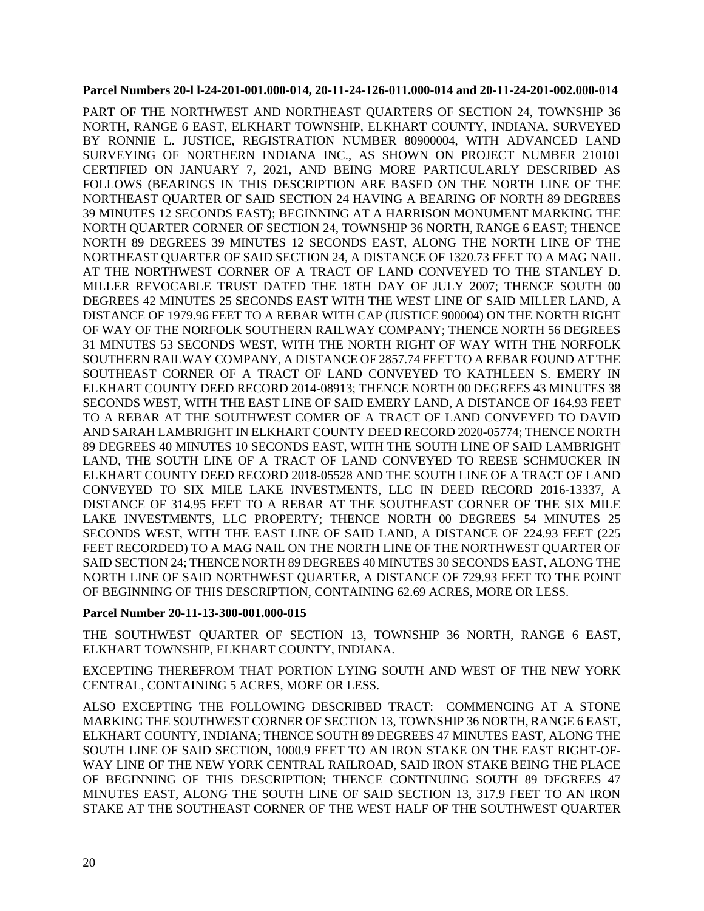**Parcel Numbers 20-l l-24-201-001.000-014, 20-11-24-126-011.000-014 and 20-11-24-201-002.000-014**

PART OF THE NORTHWEST AND NORTHEAST QUARTERS OF SECTION 24, TOWNSHIP 36 NORTH, RANGE 6 EAST, ELKHART TOWNSHIP, ELKHART COUNTY, INDIANA, SURVEYED BY RONNIE L. JUSTICE, REGISTRATION NUMBER 80900004, WITH ADVANCED LAND SURVEYING OF NORTHERN INDIANA INC., AS SHOWN ON PROJECT NUMBER 210101 CERTIFIED ON JANUARY 7, 2021, AND BEING MORE PARTICULARLY DESCRIBED AS FOLLOWS (BEARINGS IN THIS DESCRIPTION ARE BASED ON THE NORTH LINE OF THE NORTHEAST QUARTER OF SAID SECTION 24 HAVING A BEARING OF NORTH 89 DEGREES 39 MINUTES 12 SECONDS EAST); BEGINNING AT A HARRISON MONUMENT MARKING THE NORTH QUARTER CORNER OF SECTION 24, TOWNSHIP 36 NORTH, RANGE 6 EAST; THENCE NORTH 89 DEGREES 39 MINUTES 12 SECONDS EAST, ALONG THE NORTH LINE OF THE NORTHEAST QUARTER OF SAID SECTION 24, A DISTANCE OF 1320.73 FEET TO A MAG NAIL AT THE NORTHWEST CORNER OF A TRACT OF LAND CONVEYED TO THE STANLEY D. MILLER REVOCABLE TRUST DATED THE 18TH DAY OF JULY 2007; THENCE SOUTH 00 DEGREES 42 MINUTES 25 SECONDS EAST WITH THE WEST LINE OF SAID MILLER LAND, A DISTANCE OF 1979.96 FEET TO A REBAR WITH CAP (JUSTICE 900004) ON THE NORTH RIGHT OF WAY OF THE NORFOLK SOUTHERN RAILWAY COMPANY; THENCE NORTH 56 DEGREES 31 MINUTES 53 SECONDS WEST, WITH THE NORTH RIGHT OF WAY WITH THE NORFOLK SOUTHERN RAILWAY COMPANY, A DISTANCE OF 2857.74 FEET TO A REBAR FOUND AT THE SOUTHEAST CORNER OF A TRACT OF LAND CONVEYED TO KATHLEEN S. EMERY IN ELKHART COUNTY DEED RECORD 2014-08913; THENCE NORTH 00 DEGREES 43 MINUTES 38 SECONDS WEST, WITH THE EAST LINE OF SAID EMERY LAND, A DISTANCE OF 164.93 FEET TO A REBAR AT THE SOUTHWEST COMER OF A TRACT OF LAND CONVEYED TO DAVID AND SARAH LAMBRIGHT IN ELKHART COUNTY DEED RECORD 2020-05774; THENCE NORTH 89 DEGREES 40 MINUTES 10 SECONDS EAST, WITH THE SOUTH LINE OF SAID LAMBRIGHT LAND, THE SOUTH LINE OF A TRACT OF LAND CONVEYED TO REESE SCHMUCKER IN ELKHART COUNTY DEED RECORD 2018-05528 AND THE SOUTH LINE OF A TRACT OF LAND CONVEYED TO SIX MILE LAKE INVESTMENTS, LLC IN DEED RECORD 2016-13337, A DISTANCE OF 314.95 FEET TO A REBAR AT THE SOUTHEAST CORNER OF THE SIX MILE LAKE INVESTMENTS, LLC PROPERTY; THENCE NORTH 00 DEGREES 54 MINUTES 25 SECONDS WEST, WITH THE EAST LINE OF SAID LAND, A DISTANCE OF 224.93 FEET (225 FEET RECORDED) TO A MAG NAIL ON THE NORTH LINE OF THE NORTHWEST QUARTER OF SAID SECTION 24; THENCE NORTH 89 DEGREES 40 MINUTES 30 SECONDS EAST, ALONG THE NORTH LINE OF SAID NORTHWEST QUARTER, A DISTANCE OF 729.93 FEET TO THE POINT OF BEGINNING OF THIS DESCRIPTION, CONTAINING 62.69 ACRES, MORE OR LESS.

**Parcel Number 20-11-13-300-001.000-015**

THE SOUTHWEST QUARTER OF SECTION 13, TOWNSHIP 36 NORTH, RANGE 6 EAST, ELKHART TOWNSHIP, ELKHART COUNTY, INDIANA.

EXCEPTING THEREFROM THAT PORTION LYING SOUTH AND WEST OF THE NEW YORK CENTRAL, CONTAINING 5 ACRES, MORE OR LESS.

ALSO EXCEPTING THE FOLLOWING DESCRIBED TRACT: COMMENCING AT A STONE MARKING THE SOUTHWEST CORNER OF SECTION 13, TOWNSHIP 36 NORTH, RANGE 6 EAST, ELKHART COUNTY, INDIANA; THENCE SOUTH 89 DEGREES 47 MINUTES EAST, ALONG THE SOUTH LINE OF SAID SECTION, 1000.9 FEET TO AN IRON STAKE ON THE EAST RIGHT-OF-WAY LINE OF THE NEW YORK CENTRAL RAILROAD, SAID IRON STAKE BEING THE PLACE OF BEGINNING OF THIS DESCRIPTION; THENCE CONTINUING SOUTH 89 DEGREES 47 MINUTES EAST, ALONG THE SOUTH LINE OF SAID SECTION 13, 317.9 FEET TO AN IRON STAKE AT THE SOUTHEAST CORNER OF THE WEST HALF OF THE SOUTHWEST QUARTER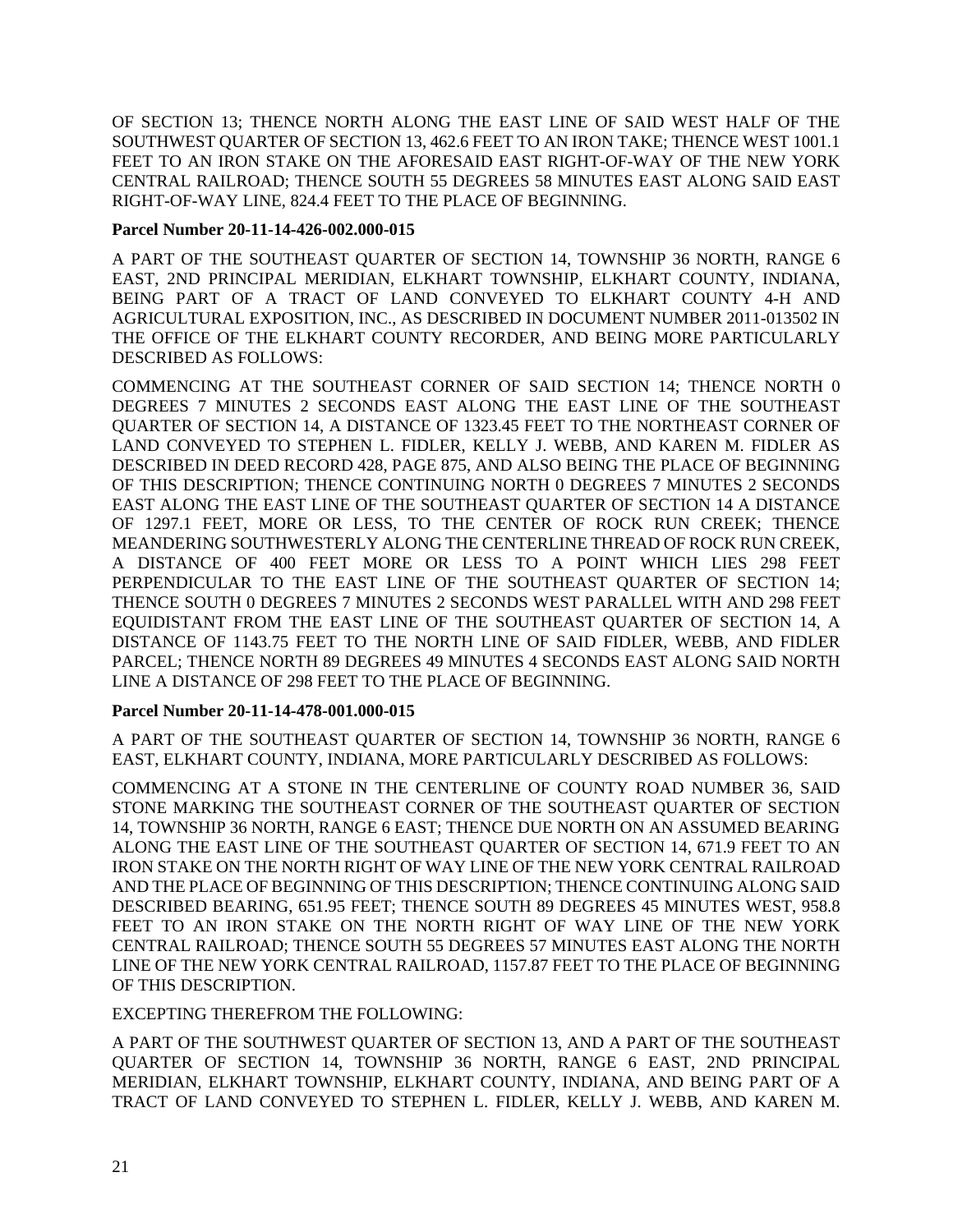OF SECTION 13; THENCE NORTH ALONG THE EAST LINE OF SAID WEST HALF OF THE SOUTHWEST QUARTER OF SECTION 13, 462.6 FEET TO AN IRON TAKE; THENCE WEST 1001.1 FEET TO AN IRON STAKE ON THE AFORESAID EAST RIGHT-OF-WAY OF THE NEW YORK CENTRAL RAILROAD; THENCE SOUTH 55 DEGREES 58 MINUTES EAST ALONG SAID EAST RIGHT-OF-WAY LINE, 824.4 FEET TO THE PLACE OF BEGINNING.

**Parcel Number 20-11-14-426-002.000-015**

A PART OF THE SOUTHEAST QUARTER OF SECTION 14, TOWNSHIP 36 NORTH, RANGE 6 EAST, 2ND PRINCIPAL MERIDIAN, ELKHART TOWNSHIP, ELKHART COUNTY, INDIANA, BEING PART OF A TRACT OF LAND CONVEYED TO ELKHART COUNTY 4-H AND AGRICULTURAL EXPOSITION, INC., AS DESCRIBED IN DOCUMENT NUMBER 2011-013502 IN THE OFFICE OF THE ELKHART COUNTY RECORDER, AND BEING MORE PARTICULARLY DESCRIBED AS FOLLOWS:

COMMENCING AT THE SOUTHEAST CORNER OF SAID SECTION 14; THENCE NORTH 0 DEGREES 7 MINUTES 2 SECONDS EAST ALONG THE EAST LINE OF THE SOUTHEAST QUARTER OF SECTION 14, A DISTANCE OF 1323.45 FEET TO THE NORTHEAST CORNER OF LAND CONVEYED TO STEPHEN L. FIDLER, KELLY J. WEBB, AND KAREN M. FIDLER AS DESCRIBED IN DEED RECORD 428, PAGE 875, AND ALSO BEING THE PLACE OF BEGINNING OF THIS DESCRIPTION; THENCE CONTINUING NORTH 0 DEGREES 7 MINUTES 2 SECONDS EAST ALONG THE EAST LINE OF THE SOUTHEAST QUARTER OF SECTION 14 A DISTANCE OF 1297.1 FEET, MORE OR LESS, TO THE CENTER OF ROCK RUN CREEK; THENCE MEANDERING SOUTHWESTERLY ALONG THE CENTERLINE THREAD OF ROCK RUN CREEK, A DISTANCE OF 400 FEET MORE OR LESS TO A POINT WHICH LIES 298 FEET PERPENDICULAR TO THE EAST LINE OF THE SOUTHEAST QUARTER OF SECTION 14; THENCE SOUTH 0 DEGREES 7 MINUTES 2 SECONDS WEST PARALLEL WITH AND 298 FEET EQUIDISTANT FROM THE EAST LINE OF THE SOUTHEAST QUARTER OF SECTION 14, A DISTANCE OF 1143.75 FEET TO THE NORTH LINE OF SAID FIDLER, WEBB, AND FIDLER PARCEL; THENCE NORTH 89 DEGREES 49 MINUTES 4 SECONDS EAST ALONG SAID NORTH LINE A DISTANCE OF 298 FEET TO THE PLACE OF BEGINNING.

**Parcel Number 20-11-14-478-001.000-015**

A PART OF THE SOUTHEAST QUARTER OF SECTION 14, TOWNSHIP 36 NORTH, RANGE 6 EAST, ELKHART COUNTY, INDIANA, MORE PARTICULARLY DESCRIBED AS FOLLOWS:

COMMENCING AT A STONE IN THE CENTERLINE OF COUNTY ROAD NUMBER 36, SAID STONE MARKING THE SOUTHEAST CORNER OF THE SOUTHEAST QUARTER OF SECTION 14, TOWNSHIP 36 NORTH, RANGE 6 EAST; THENCE DUE NORTH ON AN ASSUMED BEARING ALONG THE EAST LINE OF THE SOUTHEAST QUARTER OF SECTION 14, 671.9 FEET TO AN IRON STAKE ON THE NORTH RIGHT OF WAY LINE OF THE NEW YORK CENTRAL RAILROAD AND THE PLACE OF BEGINNING OF THIS DESCRIPTION; THENCE CONTINUING ALONG SAID DESCRIBED BEARING, 651.95 FEET; THENCE SOUTH 89 DEGREES 45 MINUTES WEST, 958.8 FEET TO AN IRON STAKE ON THE NORTH RIGHT OF WAY LINE OF THE NEW YORK CENTRAL RAILROAD; THENCE SOUTH 55 DEGREES 57 MINUTES EAST ALONG THE NORTH LINE OF THE NEW YORK CENTRAL RAILROAD, 1157.87 FEET TO THE PLACE OF BEGINNING OF THIS DESCRIPTION.

EXCEPTING THEREFROM THE FOLLOWING:

A PART OF THE SOUTHWEST QUARTER OF SECTION 13, AND A PART OF THE SOUTHEAST QUARTER OF SECTION 14, TOWNSHIP 36 NORTH, RANGE 6 EAST, 2ND PRINCIPAL MERIDIAN, ELKHART TOWNSHIP, ELKHART COUNTY, INDIANA, AND BEING PART OF A TRACT OF LAND CONVEYED TO STEPHEN L. FIDLER, KELLY J. WEBB, AND KAREN M.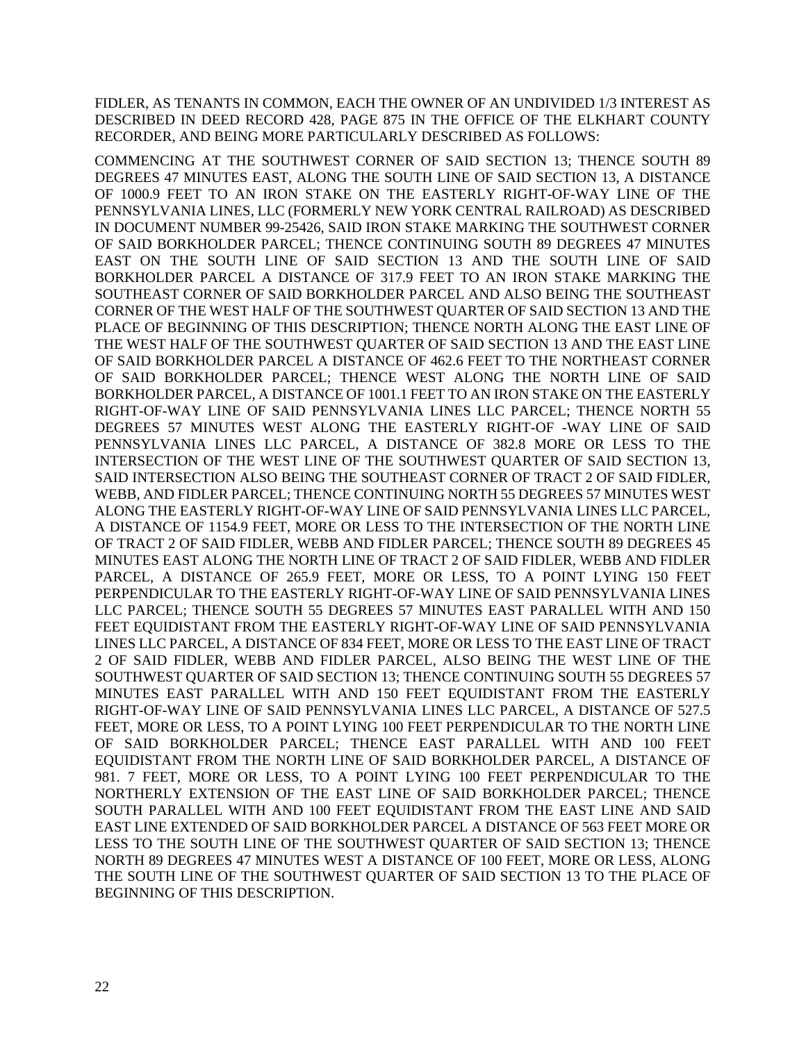FIDLER, AS TENANTS IN COMMON, EACH THE OWNER OF AN UNDIVIDED 1/3 INTEREST AS DESCRIBED IN DEED RECORD 428, PAGE 875 IN THE OFFICE OF THE ELKHART COUNTY RECORDER, AND BEING MORE PARTICULARLY DESCRIBED AS FOLLOWS:

COMMENCING AT THE SOUTHWEST CORNER OF SAID SECTION 13; THENCE SOUTH 89 DEGREES 47 MINUTES EAST, ALONG THE SOUTH LINE OF SAID SECTION 13, A DISTANCE OF 1000.9 FEET TO AN IRON STAKE ON THE EASTERLY RIGHT-OF-WAY LINE OF THE PENNSYLVANIA LINES, LLC (FORMERLY NEW YORK CENTRAL RAILROAD) AS DESCRIBED IN DOCUMENT NUMBER 99-25426, SAID IRON STAKE MARKING THE SOUTHWEST CORNER OF SAID BORKHOLDER PARCEL; THENCE CONTINUING SOUTH 89 DEGREES 47 MINUTES EAST ON THE SOUTH LINE OF SAID SECTION 13 AND THE SOUTH LINE OF SAID BORKHOLDER PARCEL A DISTANCE OF 317.9 FEET TO AN IRON STAKE MARKING THE SOUTHEAST CORNER OF SAID BORKHOLDER PARCEL AND ALSO BEING THE SOUTHEAST CORNER OF THE WEST HALF OF THE SOUTHWEST QUARTER OF SAID SECTION 13 AND THE PLACE OF BEGINNING OF THIS DESCRIPTION; THENCE NORTH ALONG THE EAST LINE OF THE WEST HALF OF THE SOUTHWEST QUARTER OF SAID SECTION 13 AND THE EAST LINE OF SAID BORKHOLDER PARCEL A DISTANCE OF 462.6 FEET TO THE NORTHEAST CORNER OF SAID BORKHOLDER PARCEL; THENCE WEST ALONG THE NORTH LINE OF SAID BORKHOLDER PARCEL, A DISTANCE OF 1001.1 FEET TO AN IRON STAKE ON THE EASTERLY RIGHT-OF-WAY LINE OF SAID PENNSYLVANIA LINES LLC PARCEL; THENCE NORTH 55 DEGREES 57 MINUTES WEST ALONG THE EASTERLY RIGHT-OF -WAY LINE OF SAID PENNSYLVANIA LINES LLC PARCEL, A DISTANCE OF 382.8 MORE OR LESS TO THE INTERSECTION OF THE WEST LINE OF THE SOUTHWEST QUARTER OF SAID SECTION 13, SAID INTERSECTION ALSO BEING THE SOUTHEAST CORNER OF TRACT 2 OF SAID FIDLER, WEBB, AND FIDLER PARCEL; THENCE CONTINUING NORTH 55 DEGREES 57 MINUTES WEST ALONG THE EASTERLY RIGHT-OF-WAY LINE OF SAID PENNSYLVANIA LINES LLC PARCEL, A DISTANCE OF 1154.9 FEET, MORE OR LESS TO THE INTERSECTION OF THE NORTH LINE OF TRACT 2 OF SAID FIDLER, WEBB AND FIDLER PARCEL; THENCE SOUTH 89 DEGREES 45 MINUTES EAST ALONG THE NORTH LINE OF TRACT 2 OF SAID FIDLER, WEBB AND FIDLER PARCEL, A DISTANCE OF 265.9 FEET, MORE OR LESS, TO A POINT LYING 150 FEET PERPENDICULAR TO THE EASTERLY RIGHT-OF-WAY LINE OF SAID PENNSYLVANIA LINES LLC PARCEL; THENCE SOUTH 55 DEGREES 57 MINUTES EAST PARALLEL WITH AND 150 FEET EQUIDISTANT FROM THE EASTERLY RIGHT-OF-WAY LINE OF SAID PENNSYLVANIA LINES LLC PARCEL, A DISTANCE OF 834 FEET, MORE OR LESS TO THE EAST LINE OF TRACT 2 OF SAID FIDLER, WEBB AND FIDLER PARCEL, ALSO BEING THE WEST LINE OF THE SOUTHWEST QUARTER OF SAID SECTION 13; THENCE CONTINUING SOUTH 55 DEGREES 57 MINUTES EAST PARALLEL WITH AND 150 FEET EQUIDISTANT FROM THE EASTERLY RIGHT-OF-WAY LINE OF SAID PENNSYLVANIA LINES LLC PARCEL, A DISTANCE OF 527.5 FEET, MORE OR LESS, TO A POINT LYING 100 FEET PERPENDICULAR TO THE NORTH LINE OF SAID BORKHOLDER PARCEL; THENCE EAST PARALLEL WITH AND 100 FEET EQUIDISTANT FROM THE NORTH LINE OF SAID BORKHOLDER PARCEL, A DISTANCE OF 981. 7 FEET, MORE OR LESS, TO A POINT LYING 100 FEET PERPENDICULAR TO THE NORTHERLY EXTENSION OF THE EAST LINE OF SAID BORKHOLDER PARCEL; THENCE SOUTH PARALLEL WITH AND 100 FEET EQUIDISTANT FROM THE EAST LINE AND SAID EAST LINE EXTENDED OF SAID BORKHOLDER PARCEL A DISTANCE OF 563 FEET MORE OR LESS TO THE SOUTH LINE OF THE SOUTHWEST QUARTER OF SAID SECTION 13; THENCE NORTH 89 DEGREES 47 MINUTES WEST A DISTANCE OF 100 FEET, MORE OR LESS, ALONG THE SOUTH LINE OF THE SOUTHWEST QUARTER OF SAID SECTION 13 TO THE PLACE OF BEGINNING OF THIS DESCRIPTION.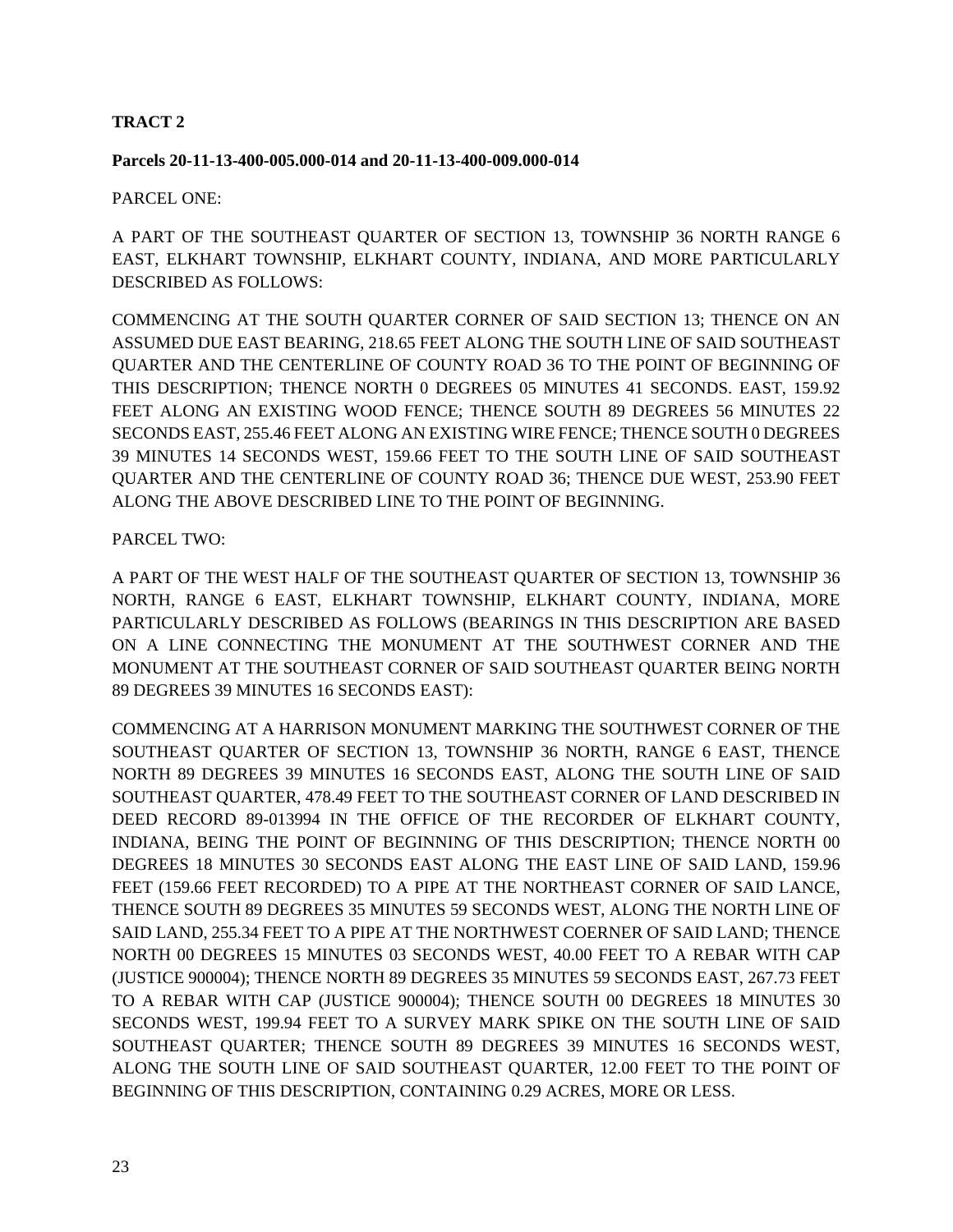**TRACT 2**

**Parcels 20-11-13-400-005.000-014 and 20-11-13-400-009.000-014**

PARCEL ONE:

A PART OF THE SOUTHEAST QUARTER OF SECTION 13, TOWNSHIP 36 NORTH RANGE 6 EAST, ELKHART TOWNSHIP, ELKHART COUNTY, INDIANA, AND MORE PARTICULARLY DESCRIBED AS FOLLOWS:

COMMENCING AT THE SOUTH QUARTER CORNER OF SAID SECTION 13; THENCE ON AN ASSUMED DUE EAST BEARING, 218.65 FEET ALONG THE SOUTH LINE OF SAID SOUTHEAST QUARTER AND THE CENTERLINE OF COUNTY ROAD 36 TO THE POINT OF BEGINNING OF THIS DESCRIPTION; THENCE NORTH 0 DEGREES 05 MINUTES 41 SECONDS. EAST, 159.92 FEET ALONG AN EXISTING WOOD FENCE; THENCE SOUTH 89 DEGREES 56 MINUTES 22 SECONDS EAST, 255.46 FEET ALONG AN EXISTING WIRE FENCE; THENCE SOUTH 0 DEGREES 39 MINUTES 14 SECONDS WEST, 159.66 FEET TO THE SOUTH LINE OF SAID SOUTHEAST QUARTER AND THE CENTERLINE OF COUNTY ROAD 36; THENCE DUE WEST, 253.90 FEET ALONG THE ABOVE DESCRIBED LINE TO THE POINT OF BEGINNING.

PARCEL TWO:

A PART OF THE WEST HALF OF THE SOUTHEAST QUARTER OF SECTION 13, TOWNSHIP 36 NORTH, RANGE 6 EAST, ELKHART TOWNSHIP, ELKHART COUNTY, INDIANA, MORE PARTICULARLY DESCRIBED AS FOLLOWS (BEARINGS IN THIS DESCRIPTION ARE BASED ON A LINE CONNECTING THE MONUMENT AT THE SOUTHWEST CORNER AND THE MONUMENT AT THE SOUTHEAST CORNER OF SAID SOUTHEAST QUARTER BEING NORTH 89 DEGREES 39 MINUTES 16 SECONDS EAST):

COMMENCING AT A HARRISON MONUMENT MARKING THE SOUTHWEST CORNER OF THE SOUTHEAST QUARTER OF SECTION 13, TOWNSHIP 36 NORTH, RANGE 6 EAST, THENCE NORTH 89 DEGREES 39 MINUTES 16 SECONDS EAST, ALONG THE SOUTH LINE OF SAID SOUTHEAST QUARTER, 478.49 FEET TO THE SOUTHEAST CORNER OF LAND DESCRIBED IN DEED RECORD 89-013994 IN THE OFFICE OF THE RECORDER OF ELKHART COUNTY, INDIANA, BEING THE POINT OF BEGINNING OF THIS DESCRIPTION; THENCE NORTH 00 DEGREES 18 MINUTES 30 SECONDS EAST ALONG THE EAST LINE OF SAID LAND, 159.96 FEET (159.66 FEET RECORDED) TO A PIPE AT THE NORTHEAST CORNER OF SAID LANCE, THENCE SOUTH 89 DEGREES 35 MINUTES 59 SECONDS WEST, ALONG THE NORTH LINE OF SAID LAND, 255.34 FEET TO A PIPE AT THE NORTHWEST COERNER OF SAID LAND; THENCE NORTH 00 DEGREES 15 MINUTES 03 SECONDS WEST, 40.00 FEET TO A REBAR WITH CAP (JUSTICE 900004); THENCE NORTH 89 DEGREES 35 MINUTES 59 SECONDS EAST, 267.73 FEET TO A REBAR WITH CAP (JUSTICE 900004); THENCE SOUTH 00 DEGREES 18 MINUTES 30 SECONDS WEST, 199.94 FEET TO A SURVEY MARK SPIKE ON THE SOUTH LINE OF SAID SOUTHEAST QUARTER; THENCE SOUTH 89 DEGREES 39 MINUTES 16 SECONDS WEST, ALONG THE SOUTH LINE OF SAID SOUTHEAST QUARTER, 12.00 FEET TO THE POINT OF BEGINNING OF THIS DESCRIPTION, CONTAINING 0.29 ACRES, MORE OR LESS.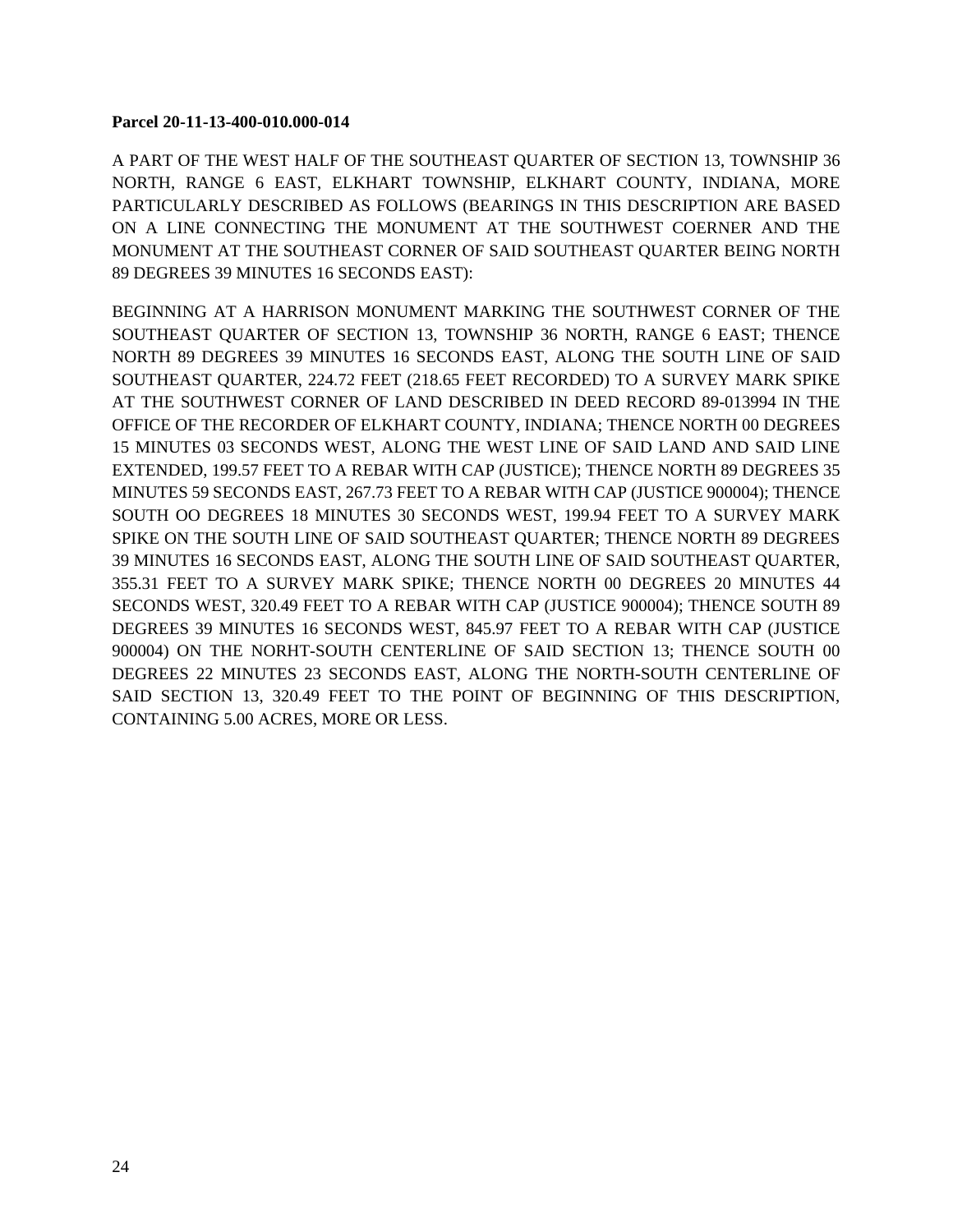**Parcel 20-11-13-400-010.000-014**

A PART OF THE WEST HALF OF THE SOUTHEAST QUARTER OF SECTION 13, TOWNSHIP 36 NORTH, RANGE 6 EAST, ELKHART TOWNSHIP, ELKHART COUNTY, INDIANA, MORE PARTICULARLY DESCRIBED AS FOLLOWS (BEARINGS IN THIS DESCRIPTION ARE BASED ON A LINE CONNECTING THE MONUMENT AT THE SOUTHWEST COERNER AND THE MONUMENT AT THE SOUTHEAST CORNER OF SAID SOUTHEAST QUARTER BEING NORTH 89 DEGREES 39 MINUTES 16 SECONDS EAST):

BEGINNING AT A HARRISON MONUMENT MARKING THE SOUTHWEST CORNER OF THE SOUTHEAST QUARTER OF SECTION 13, TOWNSHIP 36 NORTH, RANGE 6 EAST; THENCE NORTH 89 DEGREES 39 MINUTES 16 SECONDS EAST, ALONG THE SOUTH LINE OF SAID SOUTHEAST QUARTER, 224.72 FEET (218.65 FEET RECORDED) TO A SURVEY MARK SPIKE AT THE SOUTHWEST CORNER OF LAND DESCRIBED IN DEED RECORD 89-013994 IN THE OFFICE OF THE RECORDER OF ELKHART COUNTY, INDIANA; THENCE NORTH 00 DEGREES 15 MINUTES 03 SECONDS WEST, ALONG THE WEST LINE OF SAID LAND AND SAID LINE EXTENDED, 199.57 FEET TO A REBAR WITH CAP (JUSTICE); THENCE NORTH 89 DEGREES 35 MINUTES 59 SECONDS EAST, 267.73 FEET TO A REBAR WITH CAP (JUSTICE 900004); THENCE SOUTH OO DEGREES 18 MINUTES 30 SECONDS WEST, 199.94 FEET TO A SURVEY MARK SPIKE ON THE SOUTH LINE OF SAID SOUTHEAST QUARTER; THENCE NORTH 89 DEGREES 39 MINUTES 16 SECONDS EAST, ALONG THE SOUTH LINE OF SAID SOUTHEAST QUARTER, 355.31 FEET TO A SURVEY MARK SPIKE; THENCE NORTH 00 DEGREES 20 MINUTES 44 SECONDS WEST, 320.49 FEET TO A REBAR WITH CAP (JUSTICE 900004); THENCE SOUTH 89 DEGREES 39 MINUTES 16 SECONDS WEST, 845.97 FEET TO A REBAR WITH CAP (JUSTICE 900004) ON THE NORHT-SOUTH CENTERLINE OF SAID SECTION 13; THENCE SOUTH 00 DEGREES 22 MINUTES 23 SECONDS EAST, ALONG THE NORTH-SOUTH CENTERLINE OF SAID SECTION 13, 320.49 FEET TO THE POINT OF BEGINNING OF THIS DESCRIPTION, CONTAINING 5.00 ACRES, MORE OR LESS.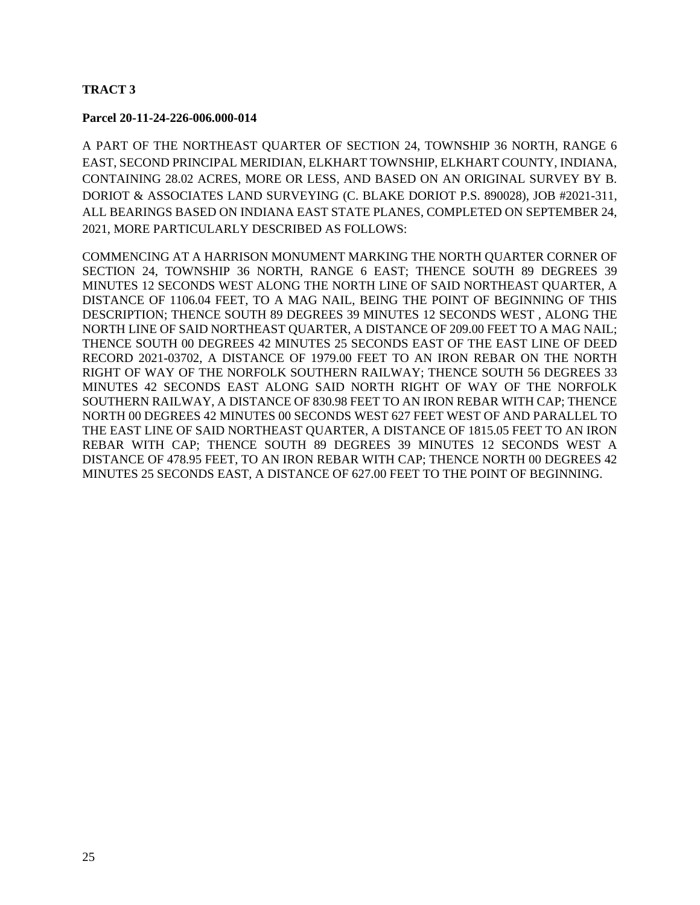**TRACT 3**

**Parcel 20-11-24-226-006.000-014**

A PART OF THE NORTHEAST QUARTER OF SECTION 24, TOWNSHIP 36 NORTH, RANGE 6 EAST, SECOND PRINCIPAL MERIDIAN, ELKHART TOWNSHIP, ELKHART COUNTY, INDIANA, CONTAINING 28.02 ACRES, MORE OR LESS, AND BASED ON AN ORIGINAL SURVEY BY B. DORIOT & ASSOCIATES LAND SURVEYING (C. BLAKE DORIOT P.S. 890028), JOB #2021-311, ALL BEARINGS BASED ON INDIANA EAST STATE PLANES, COMPLETED ON SEPTEMBER 24, 2021, MORE PARTICULARLY DESCRIBED AS FOLLOWS:

COMMENCING AT A HARRISON MONUMENT MARKING THE NORTH QUARTER CORNER OF SECTION 24, TOWNSHIP 36 NORTH, RANGE 6 EAST; THENCE SOUTH 89 DEGREES 39 MINUTES 12 SECONDS WEST ALONG THE NORTH LINE OF SAID NORTHEAST QUARTER, A DISTANCE OF 1106.04 FEET, TO A MAG NAIL, BEING THE POINT OF BEGINNING OF THIS DESCRIPTION; THENCE SOUTH 89 DEGREES 39 MINUTES 12 SECONDS WEST , ALONG THE NORTH LINE OF SAID NORTHEAST QUARTER, A DISTANCE OF 209.00 FEET TO A MAG NAIL; THENCE SOUTH 00 DEGREES 42 MINUTES 25 SECONDS EAST OF THE EAST LINE OF DEED RECORD 2021-03702, A DISTANCE OF 1979.00 FEET TO AN IRON REBAR ON THE NORTH RIGHT OF WAY OF THE NORFOLK SOUTHERN RAILWAY; THENCE SOUTH 56 DEGREES 33 MINUTES 42 SECONDS EAST ALONG SAID NORTH RIGHT OF WAY OF THE NORFOLK SOUTHERN RAILWAY, A DISTANCE OF 830.98 FEET TO AN IRON REBAR WITH CAP; THENCE NORTH 00 DEGREES 42 MINUTES 00 SECONDS WEST 627 FEET WEST OF AND PARALLEL TO THE EAST LINE OF SAID NORTHEAST QUARTER, A DISTANCE OF 1815.05 FEET TO AN IRON REBAR WITH CAP; THENCE SOUTH 89 DEGREES 39 MINUTES 12 SECONDS WEST A DISTANCE OF 478.95 FEET, TO AN IRON REBAR WITH CAP; THENCE NORTH 00 DEGREES 42 MINUTES 25 SECONDS EAST, A DISTANCE OF 627.00 FEET TO THE POINT OF BEGINNING.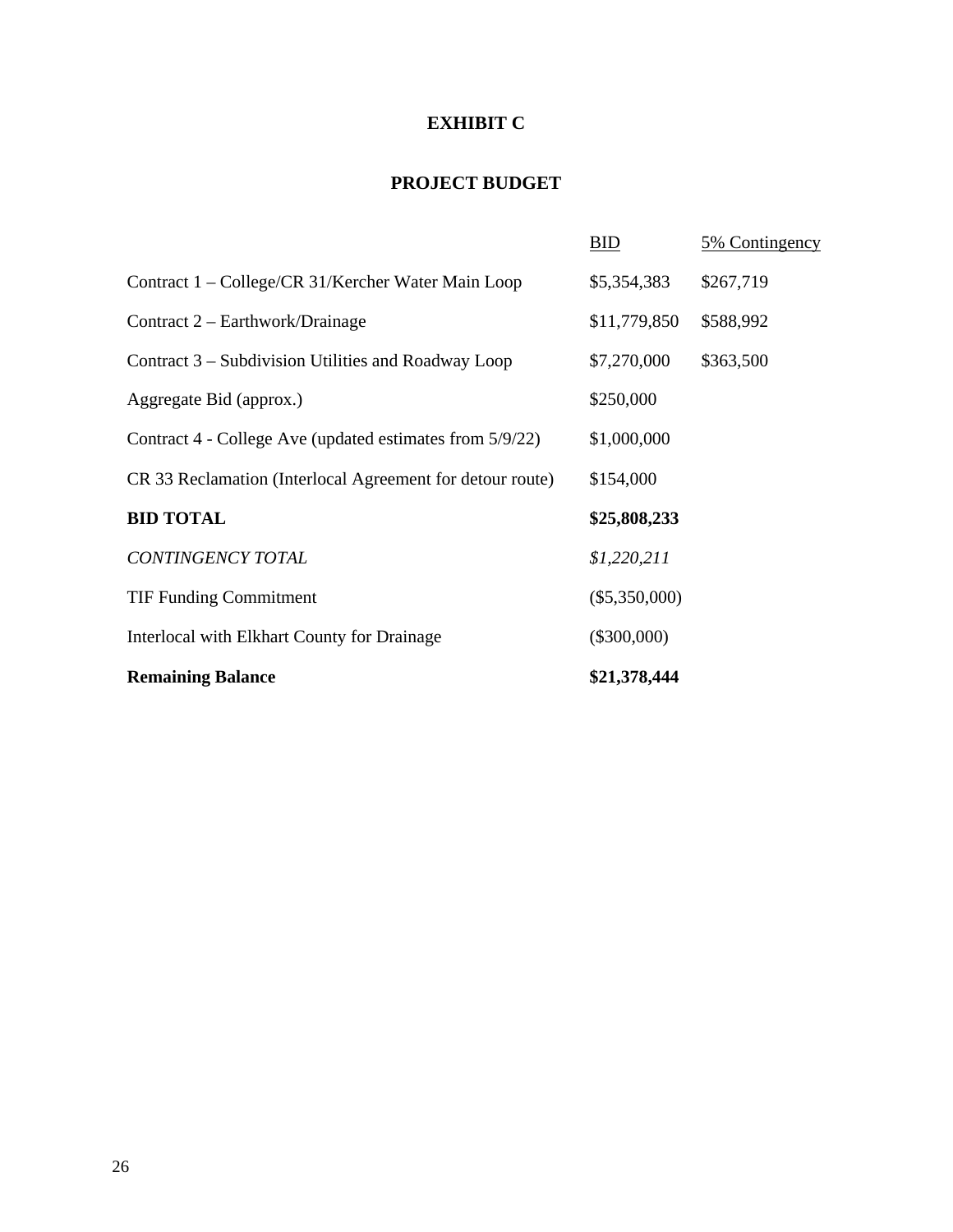# EXHIBIT C

## PROJECT BUDGET

| | BID | 5% Contingency |
|---|---|---|
| Contract 1 – College/CR 31/Kercher Water Main Loop | $5,354,383 | $267,719 |
| Contract 2 – Earthwork/Drainage | $11,779,850 | $588,992 |
| Contract 3 – Subdivision Utilities and Roadway Loop | $7,270,000 | $363,500 |
| Aggregate Bid (approx.) | $250,000 | |
| Contract 4 - College Ave (updated estimates from 5/9/22) | $1,000,000 | |
| CR 33 Reclamation (Interlocal Agreement for detour route) | $154,000 | |
| **BID TOTAL** | **$25,808,233** | |
| *CONTINGENCY TOTAL* | *$1,220,211* | |
| TIF Funding Commitment | ($5,350,000) | |
| Interlocal with Elkhart County for Drainage | ($300,000) | |
| **Remaining Balance** | **$21,378,444** | |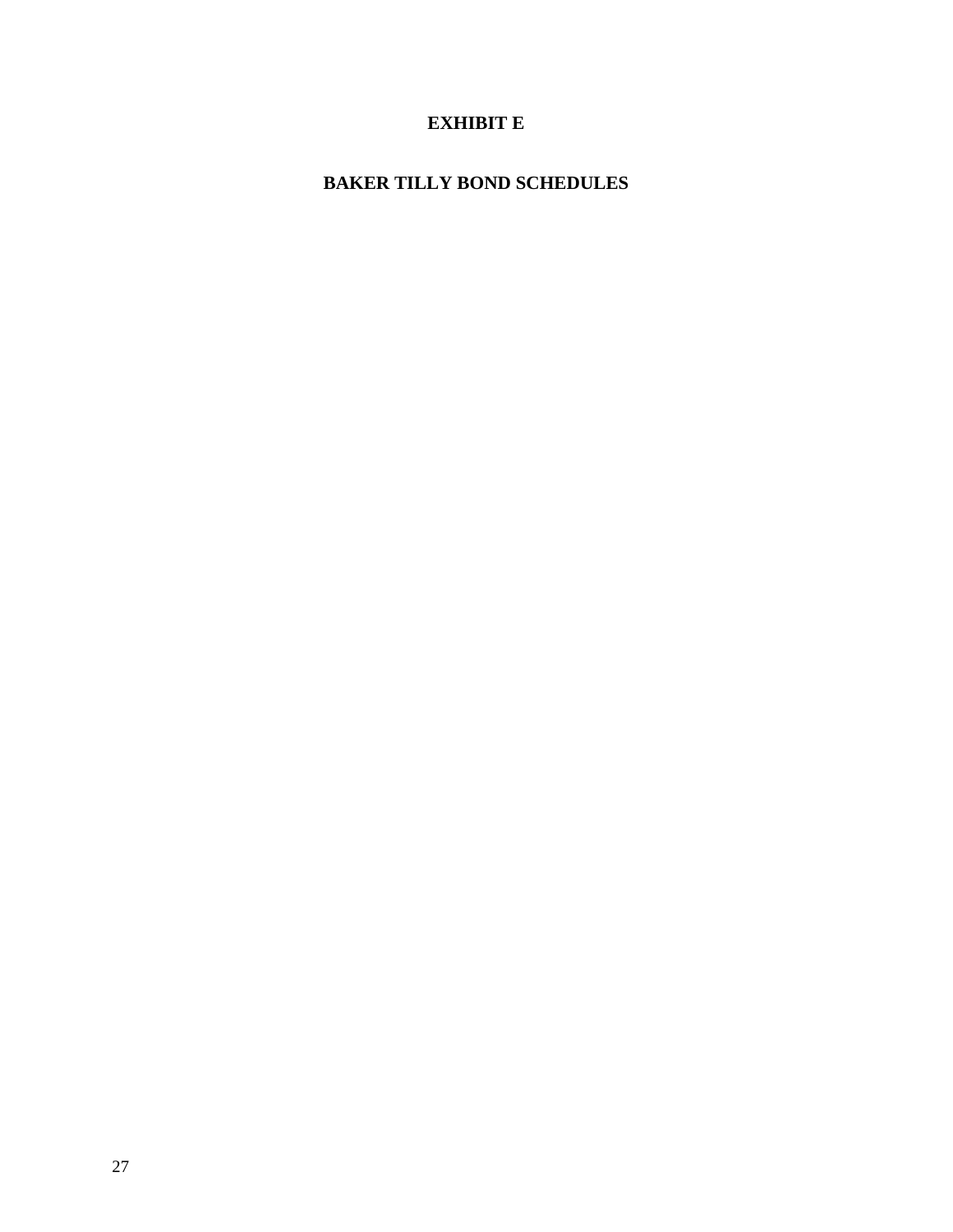# EXHIBIT E

## BAKER TILLY BOND SCHEDULES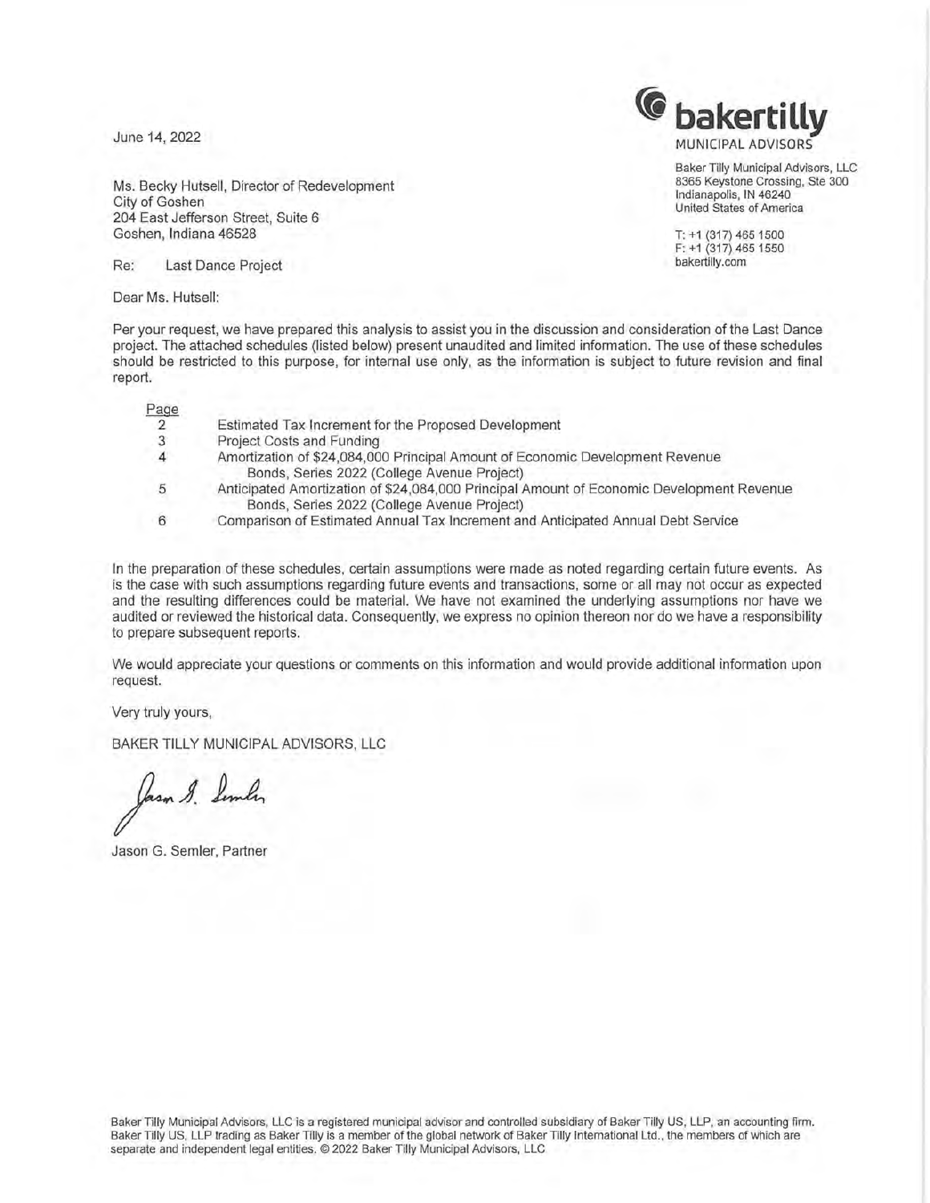June 14, 2022

**bakertilly**
MUNICIPAL ADVISORS

Baker Tilly Municipal Advisors, LLC
8365 Keystone Crossing, Ste 300
Indianapolis, IN 46240
United States of America

T: +1 (317) 465 1500
F: +1 (317) 465 1550
bakertilly.com

Ms. Becky Hutsell, Director of Redevelopment
City of Goshen
204 East Jefferson Street, Suite 6
Goshen, Indiana 46528

Re: Last Dance Project

Dear Ms. Hutsell:

Per your request, we have prepared this analysis to assist you in the discussion and consideration of the Last Dance project. The attached schedules (listed below) present unaudited and limited information. The use of these schedules should be restricted to this purpose, for internal use only, as the information is subject to future revision and final report.

| Page | |
|---|---|
| 2 | Estimated Tax Increment for the Proposed Development |
| 3 | Project Costs and Funding |
| 4 | Amortization of $24,084,000 Principal Amount of Economic Development Revenue Bonds, Series 2022 (College Avenue Project) |
| 5 | Anticipated Amortization of $24,084,000 Principal Amount of Economic Development Revenue Bonds, Series 2022 (College Avenue Project) |
| 6 | Comparison of Estimated Annual Tax Increment and Anticipated Annual Debt Service |

In the preparation of these schedules, certain assumptions were made as noted regarding certain future events. As is the case with such assumptions regarding future events and transactions, some or all may not occur as expected and the resulting differences could be material. We have not examined the underlying assumptions nor have we audited or reviewed the historical data. Consequently, we express no opinion thereon nor do we have a responsibility to prepare subsequent reports.

We would appreciate your questions or comments on this information and would provide additional information upon request.

Very truly yours,

BAKER TILLY MUNICIPAL ADVISORS, LLC

Jason G. Semler

Jason G. Semler, Partner

Baker Tilly Municipal Advisors, LLC is a registered municipal advisor and controlled subsidiary of Baker Tilly US, LLP, an accounting firm. Baker Tilly US, LLP trading as Baker Tilly is a member of the global network of Baker Tilly International Ltd., the members of which are separate and independent legal entities. © 2022 Baker Tilly Municipal Advisors, LLC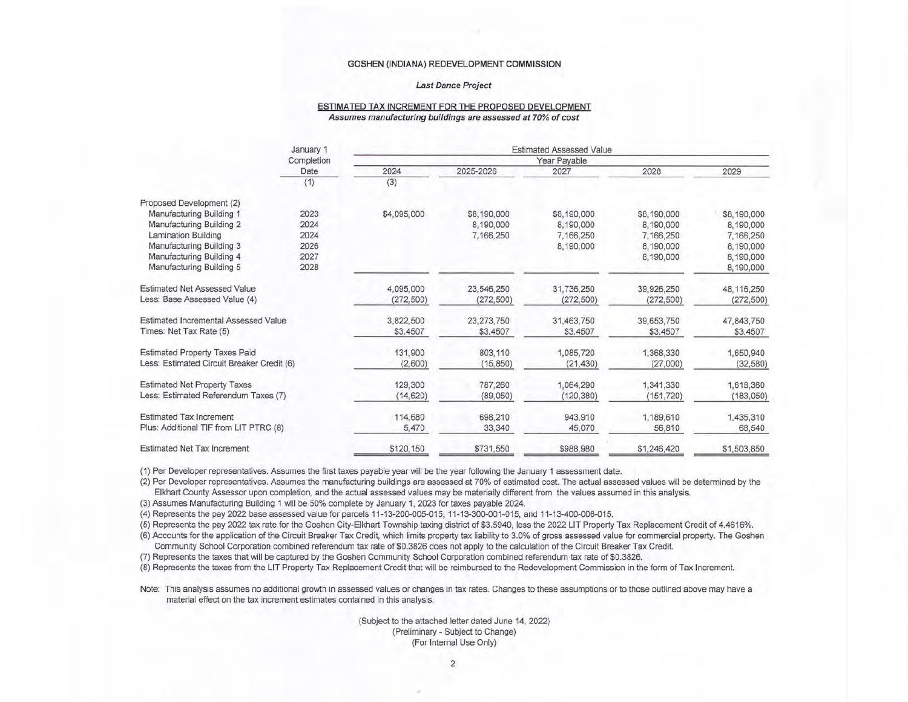GOSHEN (INDIANA) REDEVELOPMENT COMMISSION

*Last Dance Project*

ESTIMATED TAX INCREMENT FOR THE PROPOSED DEVELOPMENT

*Assumes manufacturing buildings are assessed at 70% of cost*

| | January 1 Completion Date (1) | Estimated Assessed Value Year Payable 2024 (3) | 2025-2026 | 2027 | 2028 | 2029 |
|---|---|---|---|---|---|---|
| Proposed Development (2) | | | | | | |
| Manufacturing Building 1 | 2023 | $4,095,000 | $8,190,000 | $8,190,000 | $8,190,000 | $8,190,000 |
| Manufacturing Building 2 | 2024 | | 8,190,000 | 8,190,000 | 8,190,000 | 8,190,000 |
| Lamination Building | 2024 | | 7,166,250 | 7,166,250 | 7,166,250 | 7,166,250 |
| Manufacturing Building 3 | 2026 | | | 8,190,000 | 8,190,000 | 8,190,000 |
| Manufacturing Building 4 | 2027 | | | | 8,190,000 | 8,190,000 |
| Manufacturing Building 5 | 2028 | | | | | 8,190,000 |
| Estimated Net Assessed Value | | 4,095,000 | 23,546,250 | 31,736,250 | 39,926,250 | 48,116,250 |
| Less: Base Assessed Value (4) | | (272,500) | (272,500) | (272,500) | (272,500) | (272,500) |
| Estimated Incremental Assessed Value | | 3,822,500 | 23,273,750 | 31,463,750 | 39,653,750 | 47,843,750 |
| Times: Net Tax Rate (5) | | $3.4507 | $3.4507 | $3.4507 | $3.4507 | $3.4507 |
| Estimated Property Taxes Paid | | 131,900 | 803,110 | 1,085,720 | 1,368,330 | 1,650,940 |
| Less: Estimated Circuit Breaker Credit (6) | | (2,600) | (15,850) | (21,430) | (27,000) | (32,580) |
| Estimated Net Property Taxes | | 129,300 | 787,260 | 1,064,290 | 1,341,330 | 1,618,360 |
| Less: Estimated Referendum Taxes (7) | | (14,620) | (89,050) | (120,380) | (151,720) | (183,050) |
| Estimated Tax Increment | | 114,680 | 698,210 | 943,910 | 1,189,610 | 1,435,310 |
| Plus: Additional TIF from LIT PTRC (8) | | 5,470 | 33,340 | 45,070 | 56,810 | 68,540 |
| Estimated Net Tax Increment | | $120,150 | $731,550 | $988,980 | $1,246,420 | $1,503,850 |

(1) Per Developer representatives. Assumes the first taxes payable year will be the year following the January 1 assessment date.

(2) Per Developer representatives. Assumes the manufacturing buildings are assessed at 70% of estimated cost. The actual assessed values will be determined by the Elkhart County Assessor upon completion, and the actual assessed values may be materially different from the values assumed in this analysis.

(3) Assumes Manufacturing Building 1 will be 50% complete by January 1, 2023 for taxes payable 2024.

(4) Represents the pay 2022 base assessed value for parcels 11-13-200-005-015, 11-13-300-001-015, and 11-13-400-006-015.

(5) Represents the pay 2022 tax rate for the Goshen City-Elkhart Township taxing district of $3.5940, less the 2022 LIT Property Tax Replacement Credit of 4.4616%.

(6) Accounts for the application of the Circuit Breaker Tax Credit, which limits property tax liability to 3.0% of gross assessed value for commercial property. The Goshen Community School Corporation combined referendum tax rate of $0.3826 does not apply to the calculation of the Circuit Breaker Tax Credit.

(7) Represents the taxes that will be captured by the Goshen Community School Corporation combined referendum tax rate of $0.3826.

(8) Represents the taxes from the LIT Property Tax Replacement Credit that will be reimbursed to the Redevelopment Commission in the form of Tax Increment.

Note: This analysis assumes no additional growth in assessed values or changes in tax rates. Changes to these assumptions or to those outlined above may have a material effect on the tax increment estimates contained in this analysis.

(Subject to the attached letter dated June 14, 2022)
(Preliminary - Subject to Change)
(For Internal Use Only)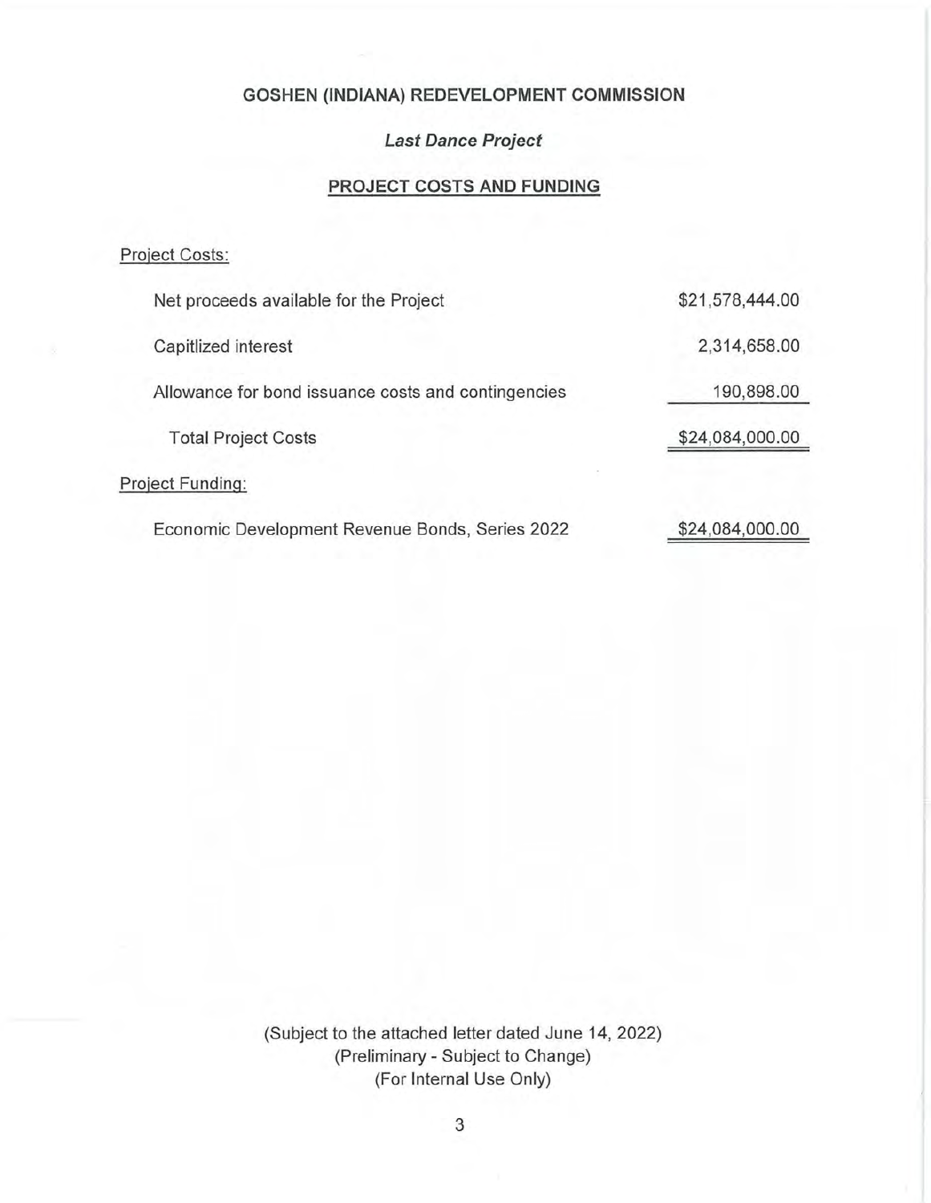## GOSHEN (INDIANA) REDEVELOPMENT COMMISSION

### *Last Dance Project*

### PROJECT COSTS AND FUNDING

| | |
|---|---|
| Project Costs: | |
| Net proceeds available for the Project | $21,578,444.00 |
| Capitlized interest | 2,314,658.00 |
| Allowance for bond issuance costs and contingencies | 190,898.00 |
| Total Project Costs | $24,084,000.00 |
| Project Funding: | |
| Economic Development Revenue Bonds, Series 2022 | $24,084,000.00 |

(Subject to the attached letter dated June 14, 2022)
(Preliminary - Subject to Change)
(For Internal Use Only)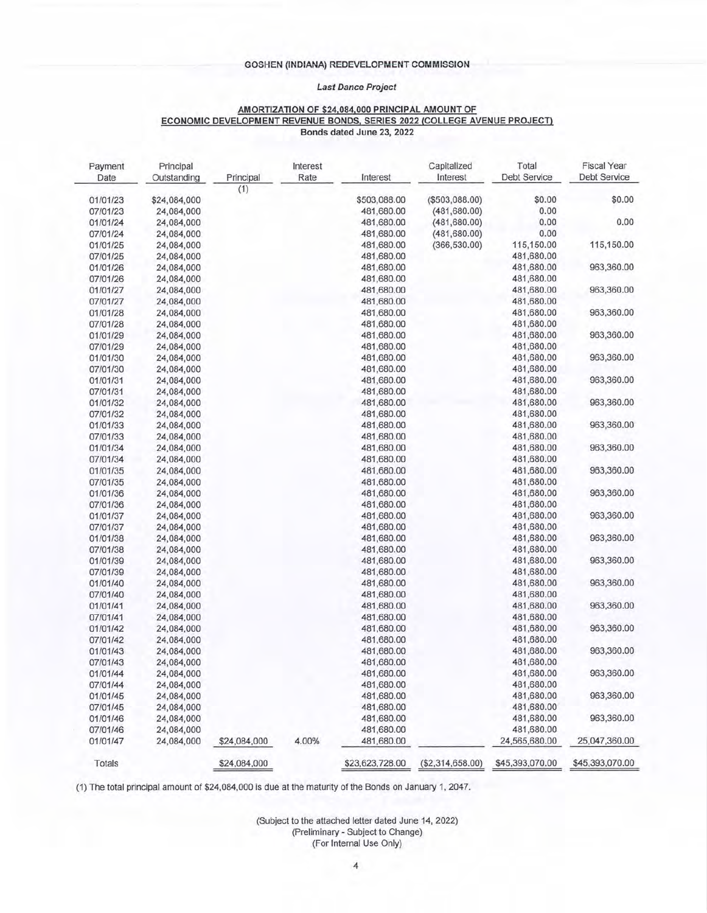GOSHEN (INDIANA) REDEVELOPMENT COMMISSION

*Last Dance Project*

**AMORTIZATION OF $24,084,000 PRINCIPAL AMOUNT OF ECONOMIC DEVELOPMENT REVENUE BONDS, SERIES 2022 (COLLEGE AVENUE PROJECT)**
**Bonds dated June 23, 2022**

| Payment Date | Principal Outstanding | Principal (1) | Interest Rate | Interest | Capitalized Interest | Total Debt Service | Fiscal Year Debt Service |
|---|---|---|---|---|---|---|---|
| 01/01/23 | $24,084,000 | | | $503,088.00 | ($503,088.00) | $0.00 | $0.00 |
| 07/01/23 | 24,084,000 | | | 481,680.00 | (481,680.00) | 0.00 | |
| 01/01/24 | 24,084,000 | | | 481,680.00 | (481,680.00) | 0.00 | 0.00 |
| 07/01/24 | 24,084,000 | | | 481,680.00 | (481,680.00) | 0.00 | |
| 01/01/25 | 24,084,000 | | | 481,680.00 | (366,530.00) | 115,150.00 | 115,150.00 |
| 07/01/25 | 24,084,000 | | | 481,680.00 | | 481,680.00 | |
| 01/01/26 | 24,084,000 | | | 481,680.00 | | 481,680.00 | 963,360.00 |
| 07/01/26 | 24,084,000 | | | 481,680.00 | | 481,680.00 | |
| 01/01/27 | 24,084,000 | | | 481,680.00 | | 481,680.00 | 963,360.00 |
| 07/01/27 | 24,084,000 | | | 481,680.00 | | 481,680.00 | |
| 01/01/28 | 24,084,000 | | | 481,680.00 | | 481,680.00 | 963,360.00 |
| 07/01/28 | 24,084,000 | | | 481,680.00 | | 481,680.00 | |
| 01/01/29 | 24,084,000 | | | 481,680.00 | | 481,680.00 | 963,360.00 |
| 07/01/29 | 24,084,000 | | | 481,680.00 | | 481,680.00 | |
| 01/01/30 | 24,084,000 | | | 481,680.00 | | 481,680.00 | 963,360.00 |
| 07/01/30 | 24,084,000 | | | 481,680.00 | | 481,680.00 | |
| 01/01/31 | 24,084,000 | | | 481,680.00 | | 481,680.00 | 963,360.00 |
| 07/01/31 | 24,084,000 | | | 481,680.00 | | 481,680.00 | |
| 01/01/32 | 24,084,000 | | | 481,680.00 | | 481,680.00 | 963,360.00 |
| 07/01/32 | 24,084,000 | | | 481,680.00 | | 481,680.00 | |
| 01/01/33 | 24,084,000 | | | 481,680.00 | | 481,680.00 | 963,360.00 |
| 07/01/33 | 24,084,000 | | | 481,680.00 | | 481,680.00 | |
| 01/01/34 | 24,084,000 | | | 481,680.00 | | 481,680.00 | 963,360.00 |
| 07/01/34 | 24,084,000 | | | 481,680.00 | | 481,680.00 | |
| 01/01/35 | 24,084,000 | | | 481,680.00 | | 481,680.00 | 963,360.00 |
| 07/01/35 | 24,084,000 | | | 481,680.00 | | 481,680.00 | |
| 01/01/36 | 24,084,000 | | | 481,680.00 | | 481,680.00 | 963,360.00 |
| 07/01/36 | 24,084,000 | | | 481,680.00 | | 481,680.00 | |
| 01/01/37 | 24,084,000 | | | 481,680.00 | | 481,680.00 | 963,360.00 |
| 07/01/37 | 24,084,000 | | | 481,680.00 | | 481,680.00 | |
| 01/01/38 | 24,084,000 | | | 481,680.00 | | 481,680.00 | 963,360.00 |
| 07/01/38 | 24,084,000 | | | 481,680.00 | | 481,680.00 | |
| 01/01/39 | 24,084,000 | | | 481,680.00 | | 481,680.00 | 963,360.00 |
| 07/01/39 | 24,084,000 | | | 481,680.00 | | 481,680.00 | |
| 01/01/40 | 24,084,000 | | | 481,680.00 | | 481,680.00 | 963,360.00 |
| 07/01/40 | 24,084,000 | | | 481,680.00 | | 481,680.00 | |
| 01/01/41 | 24,084,000 | | | 481,680.00 | | 481,680.00 | 963,360.00 |
| 07/01/41 | 24,084,000 | | | 481,680.00 | | 481,680.00 | |
| 01/01/42 | 24,084,000 | | | 481,680.00 | | 481,680.00 | 963,360.00 |
| 07/01/42 | 24,084,000 | | | 481,680.00 | | 481,680.00 | |
| 01/01/43 | 24,084,000 | | | 481,680.00 | | 481,680.00 | 963,360.00 |
| 07/01/43 | 24,084,000 | | | 481,680.00 | | 481,680.00 | |
| 01/01/44 | 24,084,000 | | | 481,680.00 | | 481,680.00 | 963,360.00 |
| 07/01/44 | 24,084,000 | | | 481,680.00 | | 481,680.00 | |
| 01/01/45 | 24,084,000 | | | 481,680.00 | | 481,680.00 | 963,360.00 |
| 07/01/45 | 24,084,000 | | | 481,680.00 | | 481,680.00 | |
| 01/01/46 | 24,084,000 | | | 481,680.00 | | 481,680.00 | 963,360.00 |
| 07/01/46 | 24,084,000 | | | 481,680.00 | | 481,680.00 | |
| 01/01/47 | 24,084,000 | $24,084,000 | 4.00% | 481,680.00 | | 24,565,680.00 | 25,047,360.00 |
| Totals | | $24,084,000 | | $23,623,728.00 | ($2,314,658.00) | $45,393,070.00 | $45,393,070.00 |

(1) The total principal amount of $24,084,000 is due at the maturity of the Bonds on January 1, 2047.

(Subject to the attached letter dated June 14, 2022)
(Preliminary - Subject to Change)
(For Internal Use Only)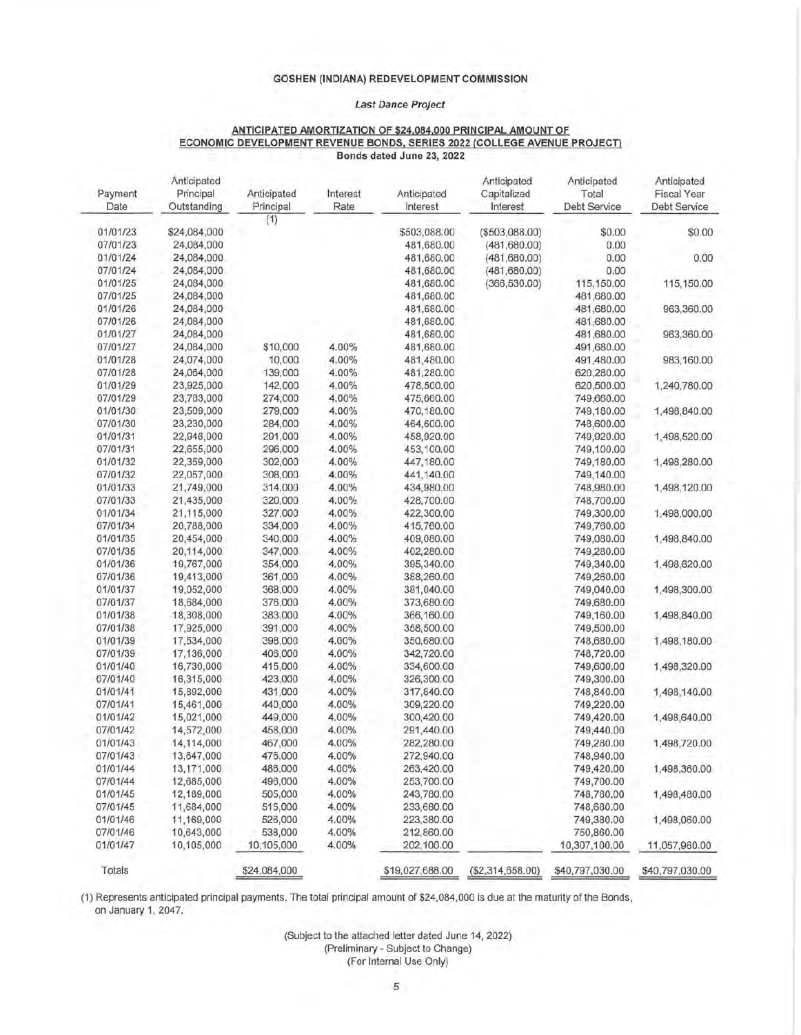**GOSHEN (INDIANA) REDEVELOPMENT COMMISSION**

***Last Dance Project***

**ANTICIPATED AMORTIZATION OF $24,084,000 PRINCIPAL AMOUNT OF ECONOMIC DEVELOPMENT REVENUE BONDS, SERIES 2022 (COLLEGE AVENUE PROJECT)**

**Bonds dated June 23, 2022**

| Payment Date | Anticipated Principal Outstanding | Anticipated Principal (1) | Interest Rate | Anticipated Interest | Anticipated Capitalized Interest | Anticipated Total Debt Service | Anticipated Fiscal Year Debt Service |
|---|---|---|---|---|---|---|---|
| 01/01/23 | $24,084,000 | | | $503,088.00 | ($503,088.00) | $0.00 | $0.00 |
| 07/01/23 | 24,084,000 | | | 481,680.00 | (481,680.00) | 0.00 | |
| 01/01/24 | 24,084,000 | | | 481,680.00 | (481,680.00) | 0.00 | 0.00 |
| 07/01/24 | 24,084,000 | | | 481,680.00 | (481,680.00) | 0.00 | |
| 01/01/25 | 24,084,000 | | | 481,680.00 | (366,530.00) | 115,150.00 | 115,150.00 |
| 07/01/25 | 24,084,000 | | | 481,680.00 | | 481,680.00 | |
| 01/01/26 | 24,084,000 | | | 481,680.00 | | 481,680.00 | 963,360.00 |
| 07/01/26 | 24,084,000 | | | 481,680.00 | | 481,680.00 | |
| 01/01/27 | 24,084,000 | | | 481,680.00 | | 481,680.00 | 963,360.00 |
| 07/01/27 | 24,084,000 | $10,000 | 4.00% | 481,680.00 | | 491,680.00 | |
| 01/01/28 | 24,074,000 | 10,000 | 4.00% | 481,480.00 | | 491,480.00 | 983,160.00 |
| 07/01/28 | 24,064,000 | 139,000 | 4.00% | 481,280.00 | | 620,280.00 | |
| 01/01/29 | 23,925,000 | 142,000 | 4.00% | 478,500.00 | | 620,500.00 | 1,240,780.00 |
| 07/01/29 | 23,783,000 | 274,000 | 4.00% | 475,660.00 | | 749,660.00 | |
| 01/01/30 | 23,509,000 | 279,000 | 4.00% | 470,180.00 | | 749,180.00 | 1,498,840.00 |
| 07/01/30 | 23,230,000 | 284,000 | 4.00% | 464,600.00 | | 748,600.00 | |
| 01/01/31 | 22,946,000 | 291,000 | 4.00% | 458,920.00 | | 749,920.00 | 1,498,520.00 |
| 07/01/31 | 22,655,000 | 296,000 | 4.00% | 453,100.00 | | 749,100.00 | |
| 01/01/32 | 22,359,000 | 302,000 | 4.00% | 447,180.00 | | 749,180.00 | 1,498,280.00 |
| 07/01/32 | 22,057,000 | 308,000 | 4.00% | 441,140.00 | | 749,140.00 | |
| 01/01/33 | 21,749,000 | 314,000 | 4.00% | 434,980.00 | | 748,980.00 | 1,498,120.00 |
| 07/01/33 | 21,435,000 | 320,000 | 4.00% | 428,700.00 | | 748,700.00 | |
| 01/01/34 | 21,115,000 | 327,000 | 4.00% | 422,300.00 | | 749,300.00 | 1,498,000.00 |
| 07/01/34 | 20,788,000 | 334,000 | 4.00% | 415,760.00 | | 749,760.00 | |
| 01/01/35 | 20,454,000 | 340,000 | 4.00% | 409,080.00 | | 749,080.00 | 1,498,840.00 |
| 07/01/35 | 20,114,000 | 347,000 | 4.00% | 402,280.00 | | 749,280.00 | |
| 01/01/36 | 19,767,000 | 354,000 | 4.00% | 395,340.00 | | 749,340.00 | 1,498,620.00 |
| 07/01/36 | 19,413,000 | 361,000 | 4.00% | 388,260.00 | | 749,260.00 | |
| 01/01/37 | 19,052,000 | 368,000 | 4.00% | 381,040.00 | | 749,040.00 | 1,498,300.00 |
| 07/01/37 | 18,684,000 | 376,000 | 4.00% | 373,680.00 | | 749,680.00 | |
| 01/01/38 | 18,308,000 | 383,000 | 4.00% | 366,160.00 | | 749,160.00 | 1,498,840.00 |
| 07/01/38 | 17,925,000 | 391,000 | 4.00% | 358,500.00 | | 749,500.00 | |
| 01/01/39 | 17,534,000 | 398,000 | 4.00% | 350,680.00 | | 748,680.00 | 1,498,180.00 |
| 07/01/39 | 17,136,000 | 406,000 | 4.00% | 342,720.00 | | 748,720.00 | |
| 01/01/40 | 16,730,000 | 415,000 | 4.00% | 334,600.00 | | 749,600.00 | 1,498,320.00 |
| 07/01/40 | 16,315,000 | 423,000 | 4.00% | 326,300.00 | | 749,300.00 | |
| 01/01/41 | 15,892,000 | 431,000 | 4.00% | 317,840.00 | | 748,840.00 | 1,498,140.00 |
| 07/01/41 | 15,461,000 | 440,000 | 4.00% | 309,220.00 | | 749,220.00 | |
| 01/01/42 | 15,021,000 | 449,000 | 4.00% | 300,420.00 | | 749,420.00 | 1,498,640.00 |
| 07/01/42 | 14,572,000 | 458,000 | 4.00% | 291,440.00 | | 749,440.00 | |
| 01/01/43 | 14,114,000 | 467,000 | 4.00% | 282,280.00 | | 749,280.00 | 1,498,720.00 |
| 07/01/43 | 13,647,000 | 476,000 | 4.00% | 272,940.00 | | 748,940.00 | |
| 01/01/44 | 13,171,000 | 486,000 | 4.00% | 263,420.00 | | 749,420.00 | 1,498,360.00 |
| 07/01/44 | 12,685,000 | 496,000 | 4.00% | 253,700.00 | | 749,700.00 | |
| 01/01/45 | 12,189,000 | 505,000 | 4.00% | 243,780.00 | | 748,780.00 | 1,498,480.00 |
| 07/01/45 | 11,684,000 | 515,000 | 4.00% | 233,680.00 | | 748,680.00 | |
| 01/01/46 | 11,169,000 | 526,000 | 4.00% | 223,380.00 | | 749,380.00 | 1,498,060.00 |
| 07/01/46 | 10,643,000 | 538,000 | 4.00% | 212,860.00 | | 750,860.00 | |
| 01/01/47 | 10,105,000 | 10,105,000 | 4.00% | 202,100.00 | | 10,307,100.00 | 11,057,960.00 |
| Totals | | $24,084,000 | | $19,027,688.00 | ($2,314,658.00) | $40,797,030.00 | $40,797,030.00 |

(1) Represents anticipated principal payments. The total principal amount of $24,084,000 is due at the maturity of the Bonds, on January 1, 2047.

(Subject to the attached letter dated June 14, 2022)
(Preliminary - Subject to Change)
(For Internal Use Only)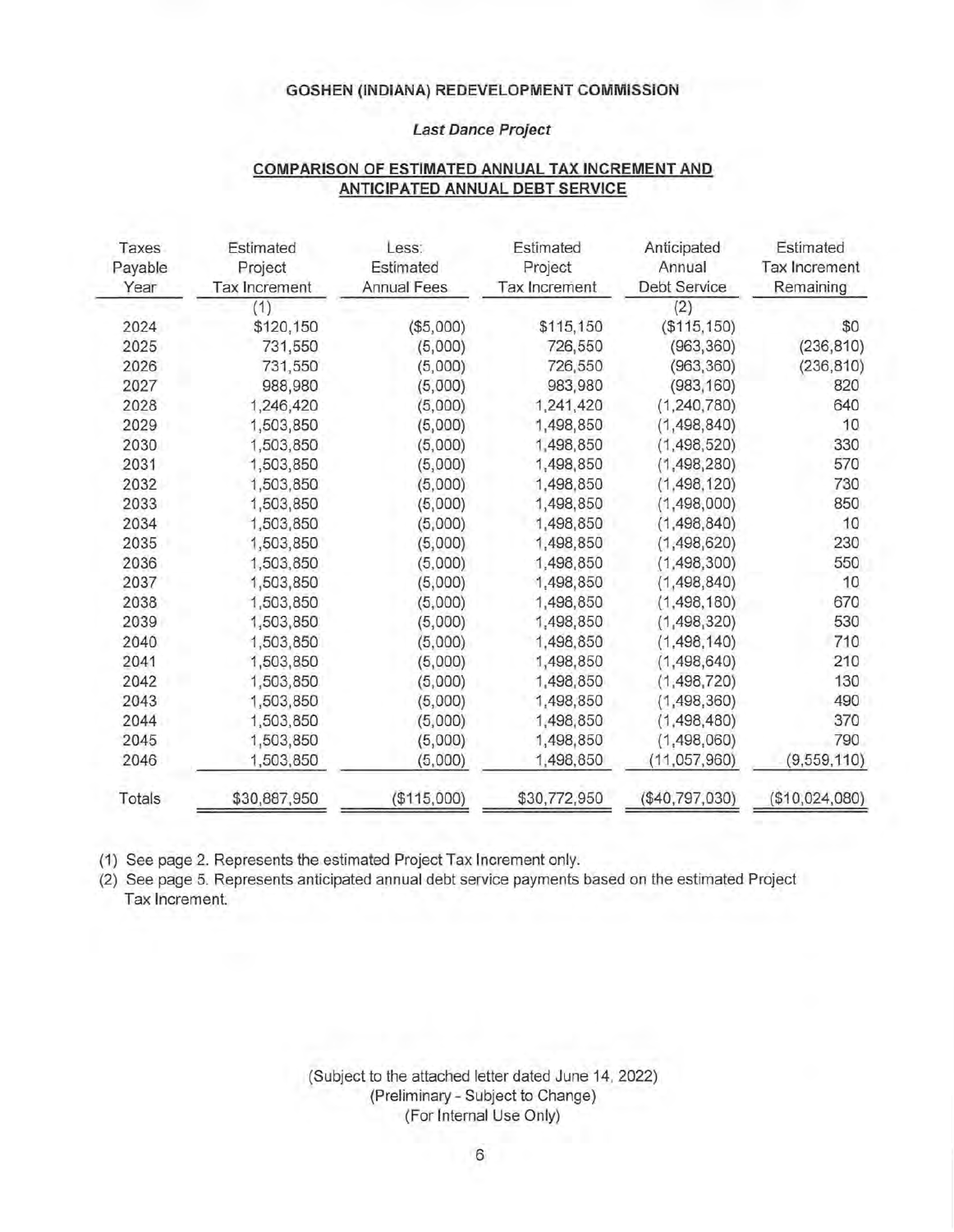**GOSHEN (INDIANA) REDEVELOPMENT COMMISSION**

***Last Dance Project***

**COMPARISON OF ESTIMATED ANNUAL TAX INCREMENT AND ANTICIPATED ANNUAL DEBT SERVICE**

| Taxes Payable Year | Estimated Project Tax Increment (1) | Less: Estimated Annual Fees | Estimated Project Tax Increment | Anticipated Annual Debt Service (2) | Estimated Tax Increment Remaining |
|---|---|---|---|---|---|
| 2024 | $120,150 | ($5,000) | $115,150 | ($115,150) | $0 |
| 2025 | 731,550 | (5,000) | 726,550 | (963,360) | (236,810) |
| 2026 | 731,550 | (5,000) | 726,550 | (963,360) | (236,810) |
| 2027 | 988,980 | (5,000) | 983,980 | (983,160) | 820 |
| 2028 | 1,246,420 | (5,000) | 1,241,420 | (1,240,780) | 640 |
| 2029 | 1,503,850 | (5,000) | 1,498,850 | (1,498,840) | 10 |
| 2030 | 1,503,850 | (5,000) | 1,498,850 | (1,498,520) | 330 |
| 2031 | 1,503,850 | (5,000) | 1,498,850 | (1,498,280) | 570 |
| 2032 | 1,503,850 | (5,000) | 1,498,850 | (1,498,120) | 730 |
| 2033 | 1,503,850 | (5,000) | 1,498,850 | (1,498,000) | 850 |
| 2034 | 1,503,850 | (5,000) | 1,498,850 | (1,498,840) | 10 |
| 2035 | 1,503,850 | (5,000) | 1,498,850 | (1,498,620) | 230 |
| 2036 | 1,503,850 | (5,000) | 1,498,850 | (1,498,300) | 550 |
| 2037 | 1,503,850 | (5,000) | 1,498,850 | (1,498,840) | 10 |
| 2038 | 1,503,850 | (5,000) | 1,498,850 | (1,498,180) | 670 |
| 2039 | 1,503,850 | (5,000) | 1,498,850 | (1,498,320) | 530 |
| 2040 | 1,503,850 | (5,000) | 1,498,850 | (1,498,140) | 710 |
| 2041 | 1,503,850 | (5,000) | 1,498,850 | (1,498,640) | 210 |
| 2042 | 1,503,850 | (5,000) | 1,498,850 | (1,498,720) | 130 |
| 2043 | 1,503,850 | (5,000) | 1,498,850 | (1,498,360) | 490 |
| 2044 | 1,503,850 | (5,000) | 1,498,850 | (1,498,480) | 370 |
| 2045 | 1,503,850 | (5,000) | 1,498,850 | (1,498,060) | 790 |
| 2046 | 1,503,850 | (5,000) | 1,498,850 | (11,057,960) | (9,559,110) |
| Totals | $30,887,950 | ($115,000) | $30,772,950 | ($40,797,030) | ($10,024,080) |

(1) See page 2. Represents the estimated Project Tax Increment only.

(2) See page 5. Represents anticipated annual debt service payments based on the estimated Project Tax Increment.

(Subject to the attached letter dated June 14, 2022)
(Preliminary - Subject to Change)
(For Internal Use Only)